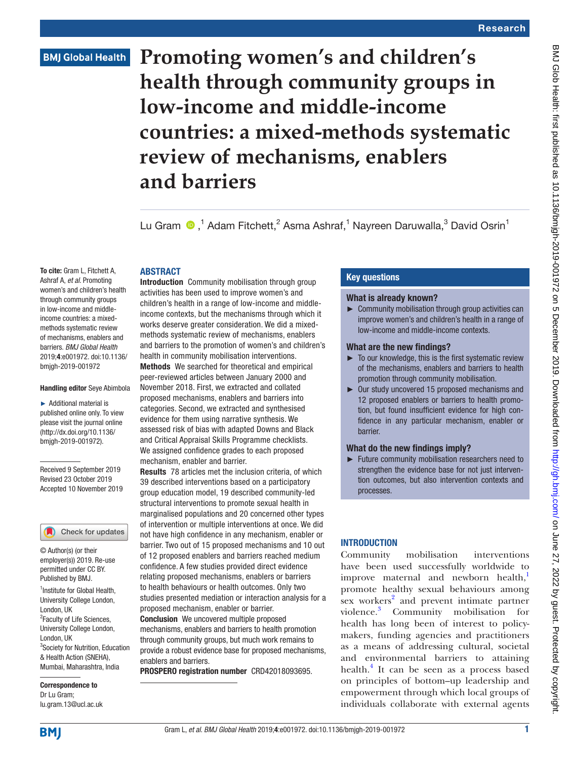Research

BMJ Global Health

# Promoting women's and children's health through community groups in low-income and middle-income countries: a mixed-methods systematic review of mechanisms, enablers and barriers

Lu Gram [1], Adam Fitchett [2], Asma Ashraf [1], Nayreen Daruwalla [3], David Osrin [1]

**To cite:** Gram L, Fitchett A, Ashraf A, *et al*. Promoting women's and children's health through community groups in low-income and middle-income countries: a mixed-methods systematic review of mechanisms, enablers and barriers. *BMJ Global Health* 2019;**4**:e001972. doi:10.1136/bmjgh-2019-001972

**Handling editor** Seye Abimbola

► Additional material is published online only. To view please visit the journal online (http://dx.doi.org/10.1136/bmjgh-2019-001972).

Received 9 September 2019
Revised 23 October 2019
Accepted 10 November 2019

© Author(s) (or their employer(s)) 2019. Re-use permitted under CC BY. Published by BMJ.

[1]Institute for Global Health, University College London, London, UK
[2]Faculty of Life Sciences, University College London, London, UK
[3]Society for Nutrition, Education & Health Action (SNEHA), Mumbai, Maharashtra, India

**Correspondence to**
Dr Lu Gram;
lu.gram.13@ucl.ac.uk

## ABSTRACT

**Introduction** Community mobilisation through group activities has been used to improve women's and children's health in a range of low-income and middle-income contexts, but the mechanisms through which it works deserve greater consideration. We did a mixed-methods systematic review of mechanisms, enablers and barriers to the promotion of women's and children's health in community mobilisation interventions.

**Methods** We searched for theoretical and empirical peer-reviewed articles between January 2000 and November 2018. First, we extracted and collated proposed mechanisms, enablers and barriers into categories. Second, we extracted and synthesised evidence for them using narrative synthesis. We assessed risk of bias with adapted Downs and Black and Critical Appraisal Skills Programme checklists. We assigned confidence grades to each proposed mechanism, enabler and barrier.

**Results** 78 articles met the inclusion criteria, of which 39 described interventions based on a participatory group education model, 19 described community-led structural interventions to promote sexual health in marginalised populations and 20 concerned other types of intervention or multiple interventions at once. We did not have high confidence in any mechanism, enabler or barrier. Two out of 15 proposed mechanisms and 10 out of 12 proposed enablers and barriers reached medium confidence. A few studies provided direct evidence relating proposed mechanisms, enablers or barriers to health behaviours or health outcomes. Only two studies presented mediation or interaction analysis for a proposed mechanism, enabler or barrier.

**Conclusion** We uncovered multiple proposed mechanisms, enablers and barriers to health promotion through community groups, but much work remains to provide a robust evidence base for proposed mechanisms, enablers and barriers.

**PROSPERO registration number** CRD42018093695.

## Key questions

### What is already known?

► Community mobilisation through group activities can improve women's and children's health in a range of low-income and middle-income contexts.

### What are the new findings?

► To our knowledge, this is the first systematic review of the mechanisms, enablers and barriers to health promotion through community mobilisation.

► Our study uncovered 15 proposed mechanisms and 12 proposed enablers or barriers to health promotion, but found insufficient evidence for high confidence in any particular mechanism, enabler or barrier.

### What do the new findings imply?

► Future community mobilisation researchers need to strengthen the evidence base for not just intervention outcomes, but also intervention contexts and processes.

## INTRODUCTION

Community mobilisation interventions have been used successfully worldwide to improve maternal and newborn health,[1] promote healthy sexual behaviours among sex workers[2] and prevent intimate partner violence.[3] Community mobilisation for health has long been of interest to policymakers, funding agencies and practitioners as a means of addressing cultural, societal and environmental barriers to attaining health.[4] It can be seen as a process based on principles of bottom–up leadership and empowerment through which local groups of individuals collaborate with external agents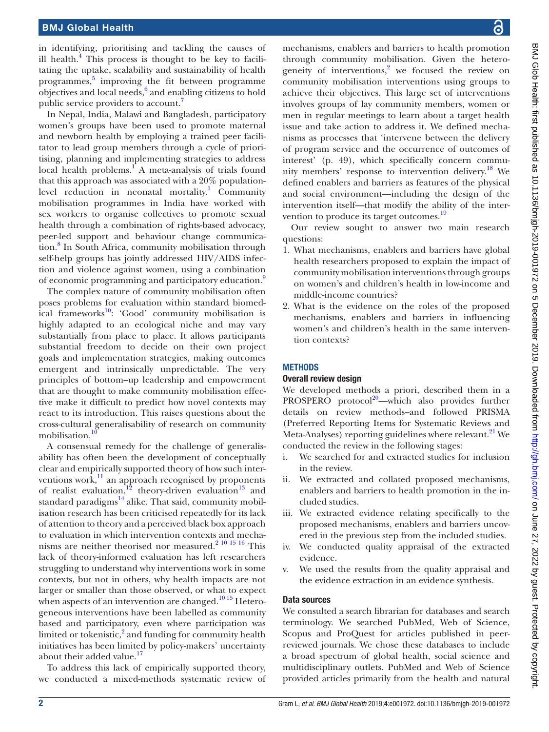in identifying, prioritising and tackling the causes of ill health.[4] This process is thought to be key to facilitating the uptake, scalability and sustainability of health programmes,[5] improving the fit between programme objectives and local needs,[6] and enabling citizens to hold public service providers to account.[7]

In Nepal, India, Malawi and Bangladesh, participatory women's groups have been used to promote maternal and newborn health by employing a trained peer facilitator to lead group members through a cycle of prioritising, planning and implementing strategies to address local health problems.[1] A meta-analysis of trials found that this approach was associated with a 20% population-level reduction in neonatal mortality.[1] Community mobilisation programmes in India have worked with sex workers to organise collectives to promote sexual health through a combination of rights-based advocacy, peer-led support and behaviour change communication.[8] In South Africa, community mobilisation through self-help groups has jointly addressed HIV/AIDS infection and violence against women, using a combination of economic programming and participatory education.[9]

The complex nature of community mobilisation often poses problems for evaluation within standard biomedical frameworks[10]: 'Good' community mobilisation is highly adapted to an ecological niche and may vary substantially from place to place. It allows participants substantial freedom to decide on their own project goals and implementation strategies, making outcomes emergent and intrinsically unpredictable. The very principles of bottom–up leadership and empowerment that are thought to make community mobilisation effective make it difficult to predict how novel contexts may react to its introduction. This raises questions about the cross-cultural generalisability of research on community mobilisation.[10]

A consensual remedy for the challenge of generalisability has often been the development of conceptually clear and empirically supported theory of how such interventions work,[11] an approach recognised by proponents of realist evaluation,[12] theory-driven evaluation[13] and standard paradigms[14] alike. That said, community mobilisation research has been criticised repeatedly for its lack of attention to theory and a perceived black box approach to evaluation in which intervention contexts and mechanisms are neither theorised nor measured.[2 10 15 16] This lack of theory-informed evaluation has left researchers struggling to understand why interventions work in some contexts, but not in others, why health impacts are not larger or smaller than those observed, or what to expect when aspects of an intervention are changed.[10 15] Heterogeneous interventions have been labelled as community based and participatory, even where participation was limited or tokenistic,[2] and funding for community health initiatives has been limited by policy-makers' uncertainty about their added value.[17]

To address this lack of empirically supported theory, we conducted a mixed-methods systematic review of mechanisms, enablers and barriers to health promotion through community mobilisation. Given the heterogeneity of interventions,[2] we focused the review on community mobilisation interventions using groups to achieve their objectives. This large set of interventions involves groups of lay community members, women or men in regular meetings to learn about a target health issue and take action to address it. We defined mechanisms as processes that 'intervene between the delivery of program service and the occurrence of outcomes of interest' (p. 49), which specifically concern community members' response to intervention delivery.[18] We defined enablers and barriers as features of the physical and social environment—including the design of the intervention itself—that modify the ability of the intervention to produce its target outcomes.[19]

Our review sought to answer two main research questions:

1. What mechanisms, enablers and barriers have global health researchers proposed to explain the impact of community mobilisation interventions through groups on women's and children's health in low-income and middle-income countries?
2. What is the evidence on the roles of the proposed mechanisms, enablers and barriers in influencing women's and children's health in the same intervention contexts?

## METHODS

### Overall review design

We developed methods a priori, described them in a PROSPERO protocol[20]—which also provides further details on review methods–and followed PRISMA (Preferred Reporting Items for Systematic Reviews and Meta-Analyses) reporting guidelines where relevant.[21] We conducted the review in the following stages:

i. We searched for and extracted studies for inclusion in the review.
ii. We extracted and collated proposed mechanisms, enablers and barriers to health promotion in the included studies.
iii. We extracted evidence relating specifically to the proposed mechanisms, enablers and barriers uncovered in the previous step from the included studies.
iv. We conducted quality appraisal of the extracted evidence.
v. We used the results from the quality appraisal and the evidence extraction in an evidence synthesis.

### Data sources

We consulted a search librarian for databases and search terminology. We searched PubMed, Web of Science, Scopus and ProQuest for articles published in peer-reviewed journals. We chose these databases to include a broad spectrum of global health, social science and multidisciplinary outlets. PubMed and Web of Science provided articles primarily from the health and natural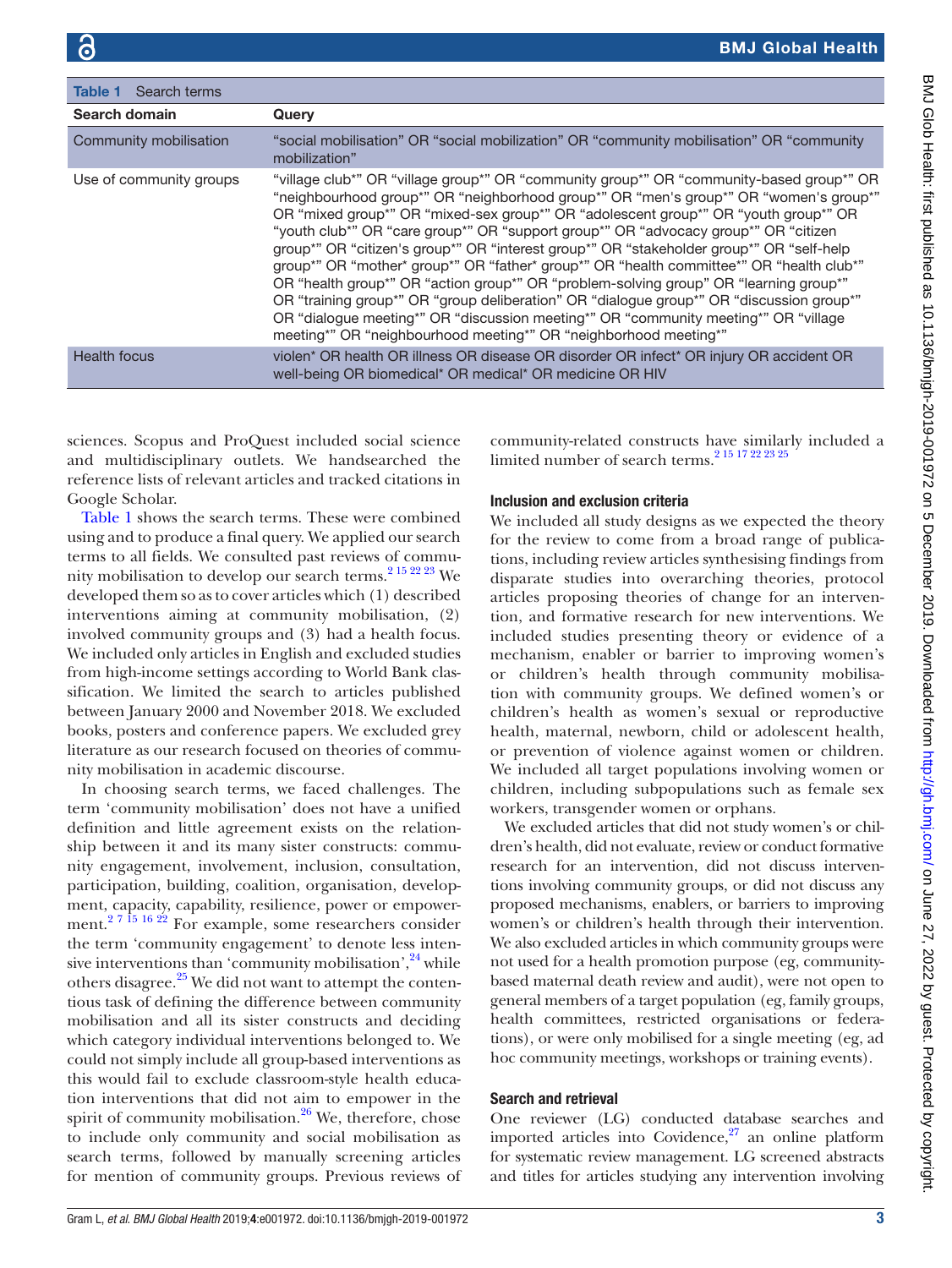Table 1 Search terms

| Search domain | Query |
|---|---|
| Community mobilisation | "social mobilisation" OR "social mobilization" OR "community mobilisation" OR "community mobilization" |
| Use of community groups | "village club*" OR "village group*" OR "community group*" OR "community-based group*" OR "neighbourhood group*" OR "neighborhood group*" OR "men's group*" OR "women's group*" OR "mixed group*" OR "mixed-sex group*" OR "adolescent group*" OR "youth group*" OR "youth club*" OR "care group*" OR "support group*" OR "advocacy group*" OR "citizen group*" OR "citizen's group*" OR "interest group*" OR "stakeholder group*" OR "self-help group*" OR "mother* group*" OR "father* group*" OR "health committee*" OR "health club*" OR "health group*" OR "action group*" OR "problem-solving group" OR "learning group*" OR "training group*" OR "group deliberation" OR "dialogue group*" OR "discussion group*" OR "dialogue meeting*" OR "discussion meeting*" OR "community meeting*" OR "village meeting*" OR "neighbourhood meeting*" OR "neighborhood meeting*" |
| Health focus | violen* OR health OR illness OR disease OR disorder OR infect* OR injury OR accident OR well-being OR biomedical* OR medical* OR medicine OR HIV |

sciences. Scopus and ProQuest included social science and multidisciplinary outlets. We handsearched the reference lists of relevant articles and tracked citations in Google Scholar.

Table 1 shows the search terms. These were combined using and to produce a final query. We applied our search terms to all fields. We consulted past reviews of community mobilisation to develop our search terms.[2 15 22 23] We developed them so as to cover articles which (1) described interventions aiming at community mobilisation, (2) involved community groups and (3) had a health focus. We included only articles in English and excluded studies from high-income settings according to World Bank classification. We limited the search to articles published between January 2000 and November 2018. We excluded books, posters and conference papers. We excluded grey literature as our research focused on theories of community mobilisation in academic discourse.

In choosing search terms, we faced challenges. The term 'community mobilisation' does not have a unified definition and little agreement exists on the relationship between it and its many sister constructs: community engagement, involvement, inclusion, consultation, participation, building, coalition, organisation, development, capacity, capability, resilience, power or empowerment.[2 7 15 16 22] For example, some researchers consider the term 'community engagement' to denote less intensive interventions than 'community mobilisation',[24] while others disagree.[25] We did not want to attempt the contentious task of defining the difference between community mobilisation and all its sister constructs and deciding which category individual interventions belonged to. We could not simply include all group-based interventions as this would fail to exclude classroom-style health education interventions that did not aim to empower in the spirit of community mobilisation.[26] We, therefore, chose to include only community and social mobilisation as search terms, followed by manually screening articles for mention of community groups. Previous reviews of community-related constructs have similarly included a limited number of search terms.[2 15 17 22 23 25]

## Inclusion and exclusion criteria

We included all study designs as we expected the theory for the review to come from a broad range of publications, including review articles synthesising findings from disparate studies into overarching theories, protocol articles proposing theories of change for an intervention, and formative research for new interventions. We included studies presenting theory or evidence of a mechanism, enabler or barrier to improving women's or children's health through community mobilisation with community groups. We defined women's or children's health as women's sexual or reproductive health, maternal, newborn, child or adolescent health, or prevention of violence against women or children. We included all target populations involving women or children, including subpopulations such as female sex workers, transgender women or orphans.

We excluded articles that did not study women's or children's health, did not evaluate, review or conduct formative research for an intervention, did not discuss interventions involving community groups, or did not discuss any proposed mechanisms, enablers, or barriers to improving women's or children's health through their intervention. We also excluded articles in which community groups were not used for a health promotion purpose (eg, community-based maternal death review and audit), were not open to general members of a target population (eg, family groups, health committees, restricted organisations or federations), or were only mobilised for a single meeting (eg, ad hoc community meetings, workshops or training events).

## Search and retrieval

One reviewer (LG) conducted database searches and imported articles into Covidence,[27] an online platform for systematic review management. LG screened abstracts and titles for articles studying any intervention involving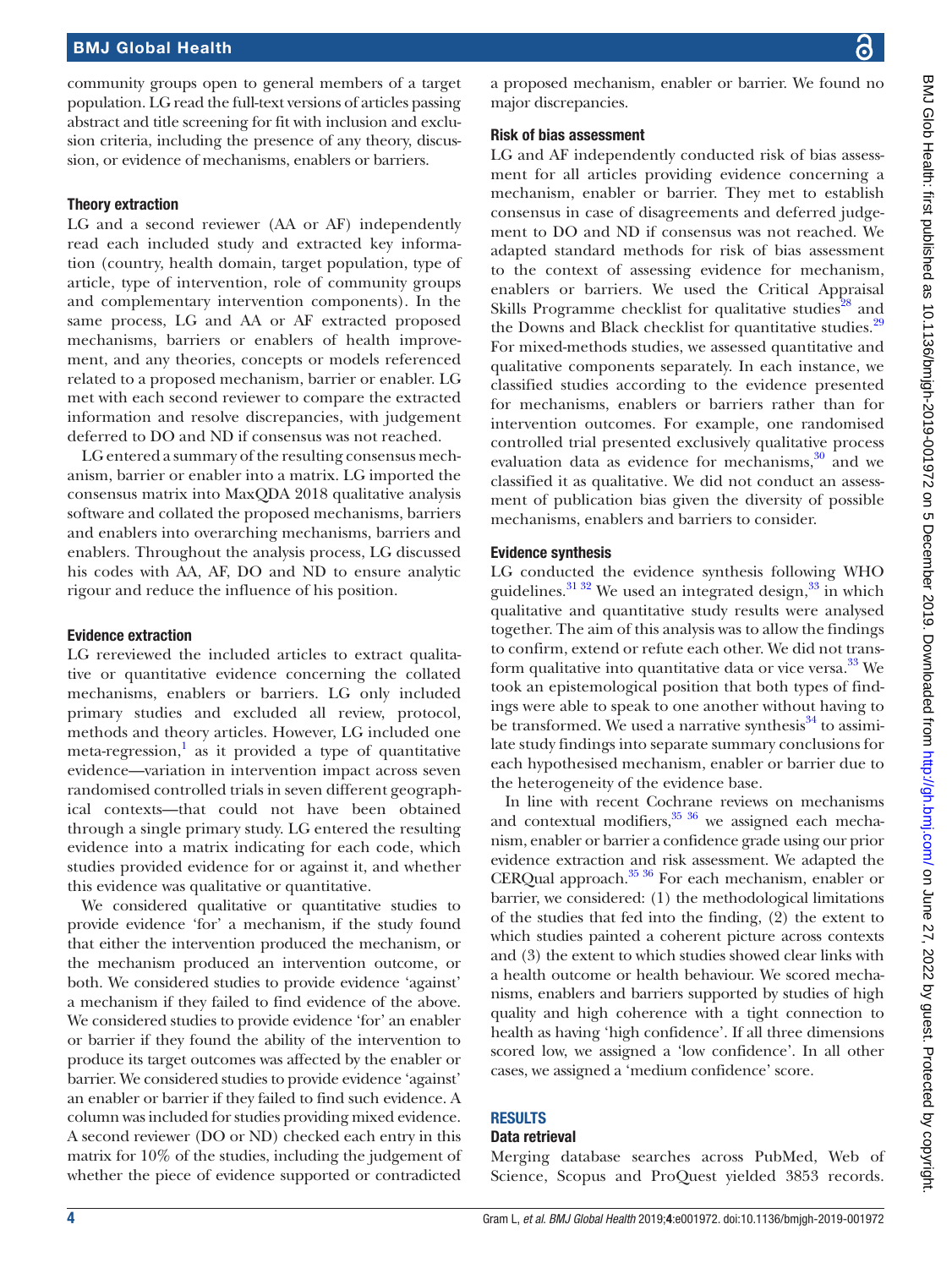community groups open to general members of a target population. LG read the full-text versions of articles passing abstract and title screening for fit with inclusion and exclusion criteria, including the presence of any theory, discussion, or evidence of mechanisms, enablers or barriers.

### Theory extraction

LG and a second reviewer (AA or AF) independently read each included study and extracted key information (country, health domain, target population, type of article, type of intervention, role of community groups and complementary intervention components). In the same process, LG and AA or AF extracted proposed mechanisms, barriers or enablers of health improvement, and any theories, concepts or models referenced related to a proposed mechanism, barrier or enabler. LG met with each second reviewer to compare the extracted information and resolve discrepancies, with judgement deferred to DO and ND if consensus was not reached.

LG entered a summary of the resulting consensus mechanism, barrier or enabler into a matrix. LG imported the consensus matrix into MaxQDA 2018 qualitative analysis software and collated the proposed mechanisms, barriers and enablers into overarching mechanisms, barriers and enablers. Throughout the analysis process, LG discussed his codes with AA, AF, DO and ND to ensure analytic rigour and reduce the influence of his position.

### Evidence extraction

LG rereviewed the included articles to extract qualitative or quantitative evidence concerning the collated mechanisms, enablers or barriers. LG only included primary studies and excluded all review, protocol, methods and theory articles. However, LG included one meta-regression,[1] as it provided a type of quantitative evidence—variation in intervention impact across seven randomised controlled trials in seven different geographical contexts—that could not have been obtained through a single primary study. LG entered the resulting evidence into a matrix indicating for each code, which studies provided evidence for or against it, and whether this evidence was qualitative or quantitative.

We considered qualitative or quantitative studies to provide evidence 'for' a mechanism, if the study found that either the intervention produced the mechanism, or the mechanism produced an intervention outcome, or both. We considered studies to provide evidence 'against' a mechanism if they failed to find evidence of the above. We considered studies to provide evidence 'for' an enabler or barrier if they found the ability of the intervention to produce its target outcomes was affected by the enabler or barrier. We considered studies to provide evidence 'against' an enabler or barrier if they failed to find such evidence. A column was included for studies providing mixed evidence. A second reviewer (DO or ND) checked each entry in this matrix for 10% of the studies, including the judgement of whether the piece of evidence supported or contradicted a proposed mechanism, enabler or barrier. We found no major discrepancies.

### Risk of bias assessment

LG and AF independently conducted risk of bias assessment for all articles providing evidence concerning a mechanism, enabler or barrier. They met to establish consensus in case of disagreements and deferred judgement to DO and ND if consensus was not reached. We adapted standard methods for risk of bias assessment to the context of assessing evidence for mechanism, enablers or barriers. We used the Critical Appraisal Skills Programme checklist for qualitative studies[28] and the Downs and Black checklist for quantitative studies.[29] For mixed-methods studies, we assessed quantitative and qualitative components separately. In each instance, we classified studies according to the evidence presented for mechanisms, enablers or barriers rather than for intervention outcomes. For example, one randomised controlled trial presented exclusively qualitative process evaluation data as evidence for mechanisms,[30] and we classified it as qualitative. We did not conduct an assessment of publication bias given the diversity of possible mechanisms, enablers and barriers to consider.

### Evidence synthesis

LG conducted the evidence synthesis following WHO guidelines.[31,32] We used an integrated design,[33] in which qualitative and quantitative study results were analysed together. The aim of this analysis was to allow the findings to confirm, extend or refute each other. We did not transform qualitative into quantitative data or vice versa.[33] We took an epistemological position that both types of findings were able to speak to one another without having to be transformed. We used a narrative synthesis[34] to assimilate study findings into separate summary conclusions for each hypothesised mechanism, enabler or barrier due to the heterogeneity of the evidence base.

In line with recent Cochrane reviews on mechanisms and contextual modifiers,[35,36] we assigned each mechanism, enabler or barrier a confidence grade using our prior evidence extraction and risk assessment. We adapted the CERQual approach.[35,36] For each mechanism, enabler or barrier, we considered: (1) the methodological limitations of the studies that fed into the finding, (2) the extent to which studies painted a coherent picture across contexts and (3) the extent to which studies showed clear links with a health outcome or health behaviour. We scored mechanisms, enablers and barriers supported by studies of high quality and high coherence with a tight connection to health as having 'high confidence'. If all three dimensions scored low, we assigned a 'low confidence'. In all other cases, we assigned a 'medium confidence' score.

## RESULTS

### Data retrieval

Merging database searches across PubMed, Web of Science, Scopus and ProQuest yielded 3853 records.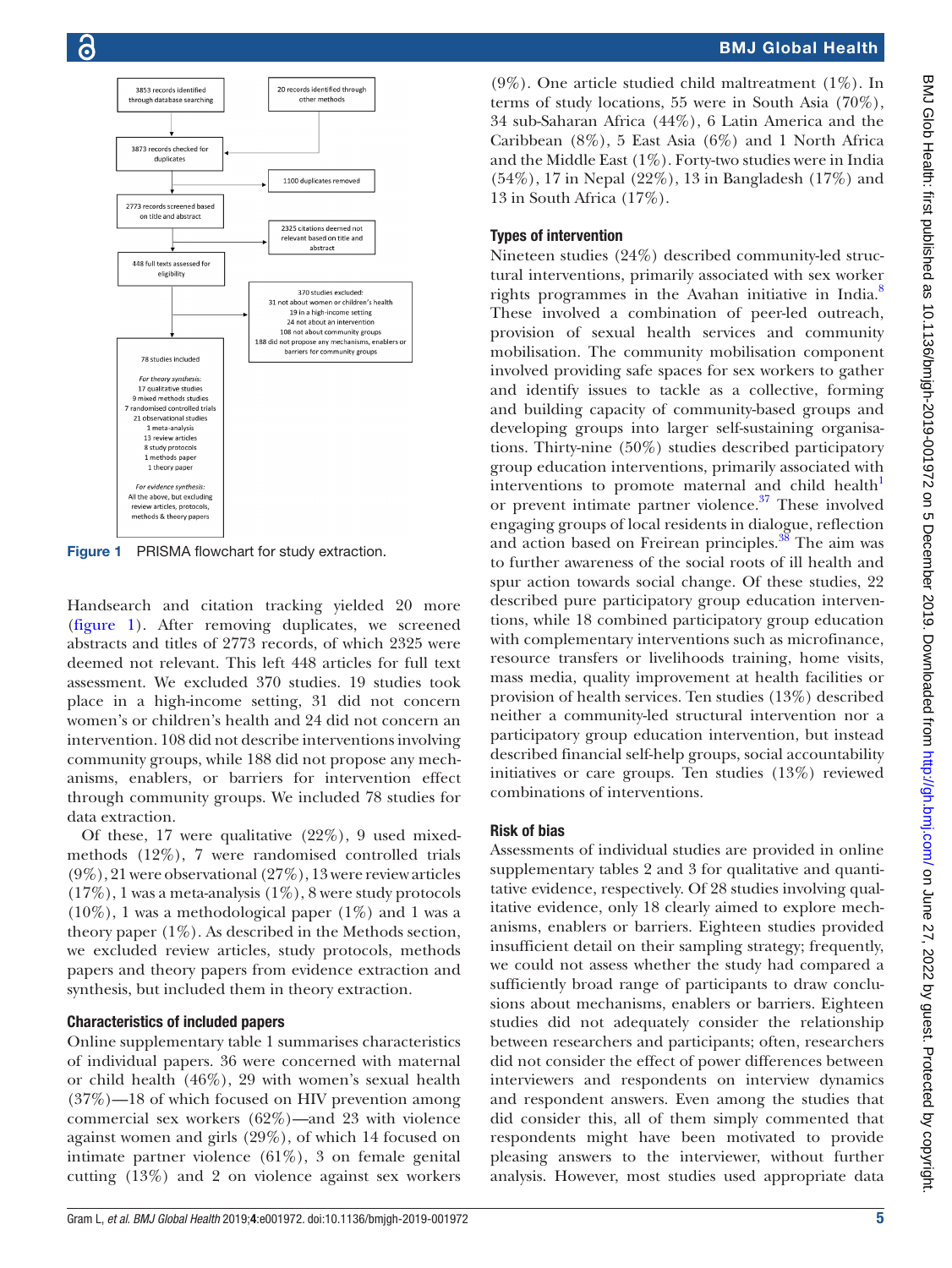3853 records identified through database searching

20 records identified through other methods

3873 records checked for duplicates

1100 duplicates removed

2773 records screened based on title and abstract

2325 citations deemed not relevant based on title and abstract

448 full texts assessed for eligibility

370 studies excluded:
31 not about women or children's health
19 in a high-income setting
24 not about an intervention
108 not about community groups
188 did not propose any mechanisms, enablers or barriers for community groups

78 studies included

*For theory synthesis:*
17 qualitative studies
9 mixed methods studies
7 randomised controlled trials
21 observational studies
1 meta-analysis
13 review articles
8 study protocols
1 methods paper
1 theory paper

*For evidence synthesis:*
All the above, but excluding review articles, protocols, methods & theory papers

**Figure 1** PRISMA flowchart for study extraction.

Handsearch and citation tracking yielded 20 more (figure 1). After removing duplicates, we screened abstracts and titles of 2773 records, of which 2325 were deemed not relevant. This left 448 articles for full text assessment. We excluded 370 studies. 19 studies took place in a high-income setting, 31 did not concern women's or children's health and 24 did not concern an intervention. 108 did not describe interventions involving community groups, while 188 did not propose any mechanisms, enablers, or barriers for intervention effect through community groups. We included 78 studies for data extraction.

Of these, 17 were qualitative (22%), 9 used mixed-methods (12%), 7 were randomised controlled trials (9%), 21 were observational (27%), 13 were review articles (17%), 1 was a meta-analysis (1%), 8 were study protocols (10%), 1 was a methodological paper (1%) and 1 was a theory paper (1%). As described in the Methods section, we excluded review articles, study protocols, methods papers and theory papers from evidence extraction and synthesis, but included them in theory extraction.

## Characteristics of included papers

Online supplementary table 1 summarises characteristics of individual papers. 36 were concerned with maternal or child health (46%), 29 with women's sexual health (37%)—18 of which focused on HIV prevention among commercial sex workers (62%)—and 23 with violence against women and girls (29%), of which 14 focused on intimate partner violence (61%), 3 on female genital cutting (13%) and 2 on violence against sex workers (9%). One article studied child maltreatment (1%). In terms of study locations, 55 were in South Asia (70%), 34 sub-Saharan Africa (44%), 6 Latin America and the Caribbean (8%), 5 East Asia (6%) and 1 North Africa and the Middle East (1%). Forty-two studies were in India (54%), 17 in Nepal (22%), 13 in Bangladesh (17%) and 13 in South Africa (17%).

## Types of intervention

Nineteen studies (24%) described community-led structural interventions, primarily associated with sex worker rights programmes in the Avahan initiative in India.[8] These involved a combination of peer-led outreach, provision of sexual health services and community mobilisation. The community mobilisation component involved providing safe spaces for sex workers to gather and identify issues to tackle as a collective, forming and building capacity of community-based groups and developing groups into larger self-sustaining organisations. Thirty-nine (50%) studies described participatory group education interventions, primarily associated with interventions to promote maternal and child health[1] or prevent intimate partner violence.[37] These involved engaging groups of local residents in dialogue, reflection and action based on Freirean principles.[38] The aim was to further awareness of the social roots of ill health and spur action towards social change. Of these studies, 22 described pure participatory group education interventions, while 18 combined participatory group education with complementary interventions such as microfinance, resource transfers or livelihoods training, home visits, mass media, quality improvement at health facilities or provision of health services. Ten studies (13%) described neither a community-led structural intervention nor a participatory group education intervention, but instead described financial self-help groups, social accountability initiatives or care groups. Ten studies (13%) reviewed combinations of interventions.

## Risk of bias

Assessments of individual studies are provided in online supplementary tables 2 and 3 for qualitative and quantitative evidence, respectively. Of 28 studies involving qualitative evidence, only 18 clearly aimed to explore mechanisms, enablers or barriers. Eighteen studies provided insufficient detail on their sampling strategy; frequently, we could not assess whether the study had compared a sufficiently broad range of participants to draw conclusions about mechanisms, enablers or barriers. Eighteen studies did not adequately consider the relationship between researchers and participants; often, researchers did not consider the effect of power differences between interviewers and respondents on interview dynamics and respondent answers. Even among the studies that did consider this, all of them simply commented that respondents might have been motivated to provide pleasing answers to the interviewer, without further analysis. However, most studies used appropriate data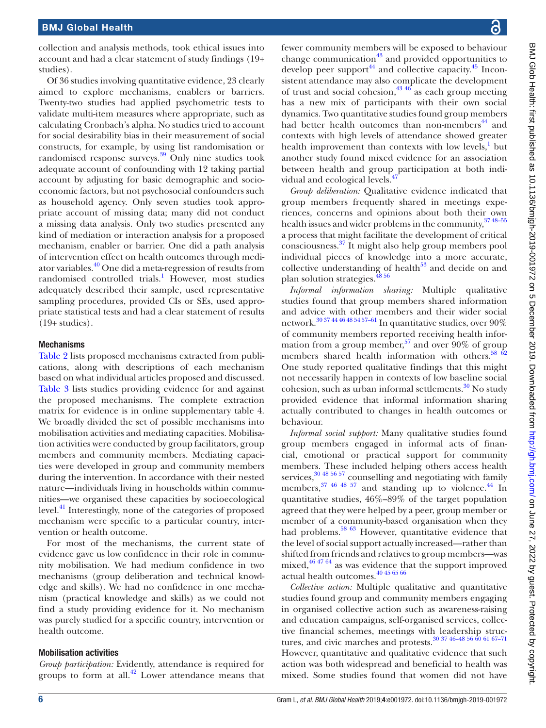collection and analysis methods, took ethical issues into account and had a clear statement of study findings (19+ studies).

Of 36 studies involving quantitative evidence, 23 clearly aimed to explore mechanisms, enablers or barriers. Twenty-two studies had applied psychometric tests to validate multi-item measures where appropriate, such as calculating Cronbach's alpha. No studies tried to account for social desirability bias in their measurement of social constructs, for example, by using list randomisation or randomised response surveys.[39] Only nine studies took adequate account of confounding with 12 taking partial account by adjusting for basic demographic and socioeconomic factors, but not psychosocial confounders such as household agency. Only seven studies took appropriate account of missing data; many did not conduct a missing data analysis. Only two studies presented any kind of mediation or interaction analysis for a proposed mechanism, enabler or barrier. One did a path analysis of intervention effect on health outcomes through mediator variables.[40] One did a meta-regression of results from randomised controlled trials.[1] However, most studies adequately described their sample, used representative sampling procedures, provided CIs or SEs, used appropriate statistical tests and had a clear statement of results (19+ studies).

## Mechanisms

Table 2 lists proposed mechanisms extracted from publications, along with descriptions of each mechanism based on what individual articles proposed and discussed. Table 3 lists studies providing evidence for and against the proposed mechanisms. The complete extraction matrix for evidence is in online supplementary table 4. We broadly divided the set of possible mechanisms into mobilisation activities and mediating capacities. Mobilisation activities were conducted by group facilitators, group members and community members. Mediating capacities were developed in group and community members during the intervention. In accordance with their nested nature—individuals living in households within communities—we organised these capacities by socioecological level.[41] Interestingly, none of the categories of proposed mechanism were specific to a particular country, intervention or health outcome.

For most of the mechanisms, the current state of evidence gave us low confidence in their role in community mobilisation. We had medium confidence in two mechanisms (group deliberation and technical knowledge and skills). We had no confidence in one mechanism (practical knowledge and skills) as we could not find a study providing evidence for it. No mechanism was purely studied for a specific country, intervention or health outcome.

### Mobilisation activities

*Group participation:* Evidently, attendance is required for groups to form at all.[42] Lower attendance means that fewer community members will be exposed to behaviour change communication[43] and provided opportunities to develop peer support[44] and collective capacity.[45] Inconsistent attendance may also complicate the development of trust and social cohesion,[43,46] as each group meeting has a new mix of participants with their own social dynamics. Two quantitative studies found group members had better health outcomes than non-members[44] and contexts with high levels of attendance showed greater health improvement than contexts with low levels,[1] but another study found mixed evidence for an association between health and group participation at both individual and ecological levels.[47]

*Group deliberation:* Qualitative evidence indicated that group members frequently shared in meetings experiences, concerns and opinions about both their own health issues and wider problems in the community,[37,48–55] a process that might facilitate the development of critical consciousness.[37] It might also help group members pool individual pieces of knowledge into a more accurate, collective understanding of health[53] and decide on and plan solution strategies.[48,56]

*Informal information sharing:* Multiple qualitative studies found that group members shared information and advice with other members and their wider social network.[30,37,44,46,48,54,57–61] In quantitative studies, over 90% of community members reported receiving health information from a group member,[57] and over 90% of group members shared health information with others.[58,62] One study reported qualitative findings that this might not necessarily happen in contexts of low baseline social cohesion, such as urban informal settlements.[30] No study provided evidence that informal information sharing actually contributed to changes in health outcomes or behaviour.

*Informal social support:* Many qualitative studies found group members engaged in informal acts of financial, emotional or practical support for community members. These included helping others access health services,[30,48,56,57] counselling and negotiating with family members,[37,46,48,57] and standing up to violence.[44] In quantitative studies, 46%–89% of the target population agreed that they were helped by a peer, group member or member of a community-based organisation when they had problems.[58,63] However, quantitative evidence that the level of social support actually increased—rather than shifted from friends and relatives to group members—was mixed,[46,47,64] as was evidence that the support improved actual health outcomes.[40,45,65,66]

*Collective action:* Multiple qualitative and quantitative studies found group and community members engaging in organised collective action such as awareness-raising and education campaigns, self-organised services, collective financial schemes, meetings with leadership structures, and civic marches and protests.[30,37,46–48,56,60,61,67–71] However, quantitative and qualitative evidence that such action was both widespread and beneficial to health was mixed. Some studies found that women did not have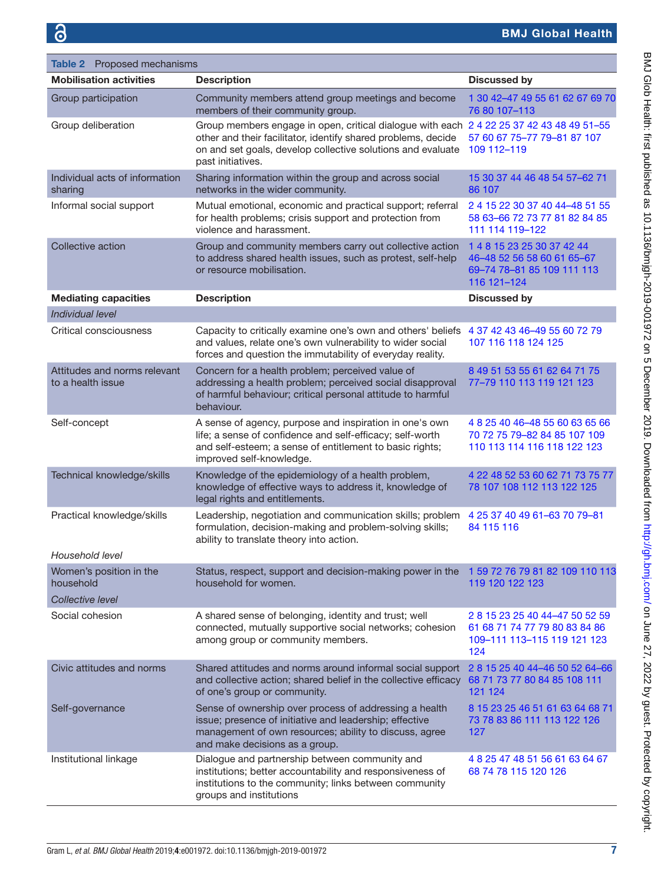**Table 2** Proposed mechanisms

| Mobilisation activities | Description | Discussed by |
|---|---|---|
| Group participation | Community members attend group meetings and become members of their community group. | 1 30 42–47 49 55 61 62 67 69 70 76 80 107–113 |
| Group deliberation | Group members engage in open, critical dialogue with each other and their facilitator, identify shared problems, decide on and set goals, develop collective solutions and evaluate past initiatives. | 2 4 22 25 37 42 43 48 49 51–55 57 60 67 75–77 79–81 87 107 109 112–119 |
| Individual acts of information sharing | Sharing information within the group and across social networks in the wider community. | 15 30 37 44 46 48 54 57–62 71 86 107 |
| Informal social support | Mutual emotional, economic and practical support; referral for health problems; crisis support and protection from violence and harassment. | 2 4 15 22 30 37 40 44–48 51 55 58 63–66 72 73 77 81 82 84 85 111 114 119–122 |
| Collective action | Group and community members carry out collective action to address shared health issues, such as protest, self-help or resource mobilisation. | 1 4 8 15 23 25 30 37 42 44 46–48 52 56 58 60 61 65–67 69–74 78–81 85 109 111 113 116 121–124 |
| **Mediating capacities** | **Description** | **Discussed by** |
| *Individual level* | | |
| Critical consciousness | Capacity to critically examine one's own and others' beliefs and values, relate one's own vulnerability to wider social forces and question the immutability of everyday reality. | 4 37 42 43 46–49 55 60 72 79 107 116 118 124 125 |
| Attitudes and norms relevant to a health issue | Concern for a health problem; perceived value of addressing a health problem; perceived social disapproval of harmful behaviour; critical personal attitude to harmful behaviour. | 8 49 51 53 55 61 62 64 71 75 77–79 110 113 119 121 123 |
| Self-concept | A sense of agency, purpose and inspiration in one's own life; a sense of confidence and self-efficacy; self-worth and self-esteem; a sense of entitlement to basic rights; improved self-knowledge. | 4 8 25 40 46–48 55 60 63 65 66 70 72 75 79–82 84 85 107 109 110 113 114 116 118 122 123 |
| Technical knowledge/skills | Knowledge of the epidemiology of a health problem, knowledge of effective ways to address it, knowledge of legal rights and entitlements. | 4 22 48 52 53 60 62 71 73 75 77 78 107 108 112 113 122 125 |
| Practical knowledge/skills | Leadership, negotiation and communication skills; problem formulation, decision-making and problem-solving skills; ability to translate theory into action. | 4 25 37 40 49 61–63 70 79–81 84 115 116 |
| *Household level* | | |
| Women's position in the household | Status, respect, support and decision-making power in the household for women. | 1 59 72 76 79 81 82 109 110 113 119 120 122 123 |
| *Collective level* | | |
| Social cohesion | A shared sense of belonging, identity and trust; well connected, mutually supportive social networks; cohesion among group or community members. | 2 8 15 23 25 40 44–47 50 52 59 61 68 71 74 77 79 80 83 84 86 109–111 113–115 119 121 123 124 |
| Civic attitudes and norms | Shared attitudes and norms around informal social support and collective action; shared belief in the collective efficacy of one's group or community. | 2 8 15 25 40 44–46 50 52 64–66 68 71 73 77 80 84 85 108 111 121 124 |
| Self-governance | Sense of ownership over process of addressing a health issue; presence of initiative and leadership; effective management of own resources; ability to discuss, agree and make decisions as a group. | 8 15 23 25 46 51 61 63 64 68 71 73 78 83 86 111 113 122 126 127 |
| Institutional linkage | Dialogue and partnership between community and institutions; better accountability and responsiveness of institutions to the community; links between community groups and institutions | 4 8 25 47 48 51 56 61 63 64 67 68 74 78 115 120 126 |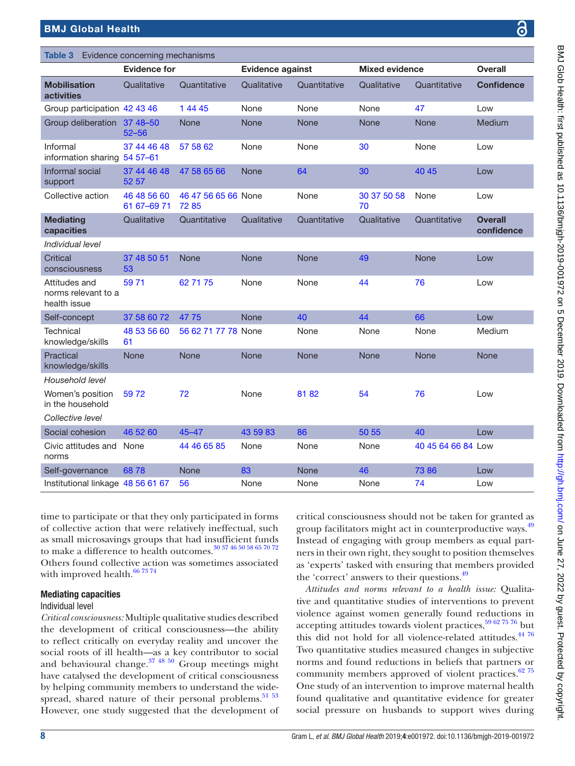Table 3 Evidence concerning mechanisms

| | Evidence for | | Evidence against | | Mixed evidence | | Overall |
|---|---|---|---|---|---|---|---|
| **Mobilisation activities** | Qualitative | Quantitative | Qualitative | Quantitative | Qualitative | Quantitative | **Confidence** |
| Group participation | 42 43 46 | 1 44 45 | None | None | None | 47 | Low |
| Group deliberation | 37 48–50 52–56 | None | None | None | None | None | Medium |
| Informal information sharing | 37 44 46 48 54 57–61 | 57 58 62 | None | None | 30 | None | Low |
| Informal social support | 37 44 46 48 52 57 | 47 58 65 66 | None | 64 | 30 | 40 45 | Low |
| Collective action | 46 48 56 60 61 67–69 71 | 46 47 56 65 66 72 85 | None | None | 30 37 50 58 70 | None | Low |
| **Mediating capacities** | Qualitative | Quantitative | Qualitative | Quantitative | Qualitative | Quantitative | **Overall confidence** |
| *Individual level* | | | | | | | |
| Critical consciousness | 37 48 50 51 53 | None | None | None | 49 | None | Low |
| Attitudes and norms relevant to a health issue | 59 71 | 62 71 75 | None | None | 44 | 76 | Low |
| Self-concept | 37 58 60 72 | 47 75 | None | 40 | 44 | 66 | Low |
| Technical knowledge/skills | 48 53 56 60 61 | 56 62 71 77 78 | None | None | None | None | Medium |
| Practical knowledge/skills | None | None | None | None | None | None | None |
| *Household level* | | | | | | | |
| Women's position in the household | 59 72 | 72 | None | 81 82 | 54 | 76 | Low |
| *Collective level* | | | | | | | |
| Social cohesion | 46 52 60 | 45–47 | 43 59 83 | 86 | 50 55 | 40 | Low |
| Civic attitudes and norms | None | 44 46 65 85 | None | None | None | 40 45 64 66 84 | Low |
| Self-governance | 68 78 | None | 83 | None | 46 | 73 86 | Low |
| Institutional linkage | 48 56 61 67 | 56 | None | None | None | 74 | Low |

time to participate or that they only participated in forms of collective action that were relatively ineffectual, such as small microsavings groups that had insufficient funds to make a difference to health outcomes.[30 37 46 50 58 65 70 72] Others found collective action was sometimes associated with improved health.[66 73 74]

### Mediating capacities

#### Individual level

*Critical consciousness:* Multiple qualitative studies described the development of critical consciousness—the ability to reflect critically on everyday reality and uncover the social roots of ill health—as a key contributor to social and behavioural change.[37 48 50] Group meetings might have catalysed the development of critical consciousness by helping community members to understand the widespread, shared nature of their personal problems.[51 53] However, one study suggested that the development of critical consciousness should not be taken for granted as group facilitators might act in counterproductive ways.[49] Instead of engaging with group members as equal partners in their own right, they sought to position themselves as 'experts' tasked with ensuring that members provided the 'correct' answers to their questions.[49]

*Attitudes and norms relevant to a health issue:* Qualitative and quantitative studies of interventions to prevent violence against women generally found reductions in accepting attitudes towards violent practices,[59 62 75 76] but this did not hold for all violence-related attitudes.[44 76] Two quantitative studies measured changes in subjective norms and found reductions in beliefs that partners or community members approved of violent practices.[62 75] One study of an intervention to improve maternal health found qualitative and quantitative evidence for greater social pressure on husbands to support wives during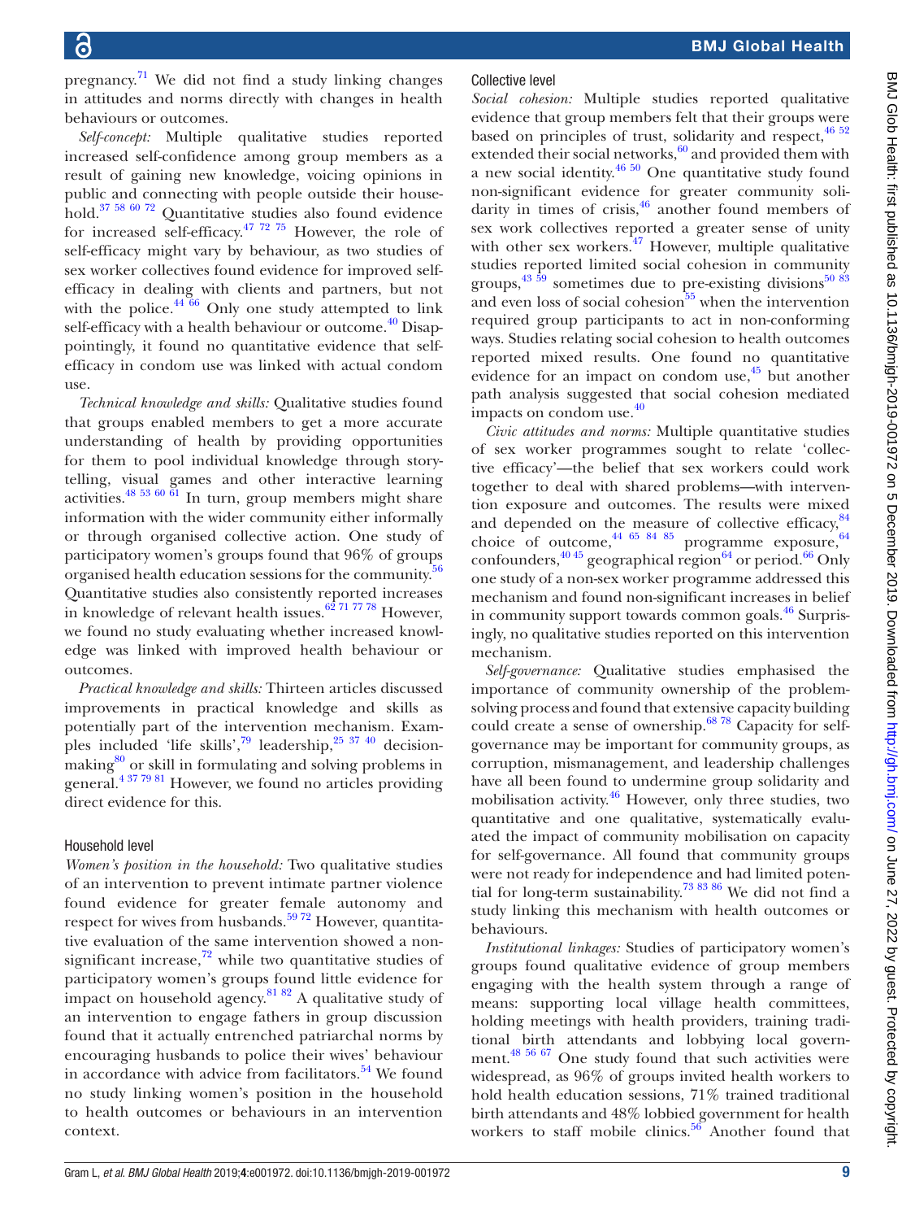pregnancy.[71] We did not find a study linking changes in attitudes and norms directly with changes in health behaviours or outcomes.

*Self-concept:* Multiple qualitative studies reported increased self-confidence among group members as a result of gaining new knowledge, voicing opinions in public and connecting with people outside their household.[37 58 60 72] Quantitative studies also found evidence for increased self-efficacy.[47 72 75] However, the role of self-efficacy might vary by behaviour, as two studies of sex worker collectives found evidence for improved self-efficacy in dealing with clients and partners, but not with the police.[44 66] Only one study attempted to link self-efficacy with a health behaviour or outcome.[40] Disappointingly, it found no quantitative evidence that self-efficacy in condom use was linked with actual condom use.

*Technical knowledge and skills:* Qualitative studies found that groups enabled members to get a more accurate understanding of health by providing opportunities for them to pool individual knowledge through storytelling, visual games and other interactive learning activities.[48 53 60 61] In turn, group members might share information with the wider community either informally or through organised collective action. One study of participatory women's groups found that 96% of groups organised health education sessions for the community.[56] Quantitative studies also consistently reported increases in knowledge of relevant health issues.[62 71 77 78] However, we found no study evaluating whether increased knowledge was linked with improved health behaviour or outcomes.

*Practical knowledge and skills:* Thirteen articles discussed improvements in practical knowledge and skills as potentially part of the intervention mechanism. Examples included 'life skills',[79] leadership,[25 37 40] decision-making[80] or skill in formulating and solving problems in general.[4 37 79 81] However, we found no articles providing direct evidence for this.

### Household level

*Women's position in the household:* Two qualitative studies of an intervention to prevent intimate partner violence found evidence for greater female autonomy and respect for wives from husbands.[59 72] However, quantitative evaluation of the same intervention showed a non-significant increase,[72] while two quantitative studies of participatory women's groups found little evidence for impact on household agency.[81 82] A qualitative study of an intervention to engage fathers in group discussion found that it actually entrenched patriarchal norms by encouraging husbands to police their wives' behaviour in accordance with advice from facilitators.[54] We found no study linking women's position in the household to health outcomes or behaviours in an intervention context.

### Collective level

*Social cohesion:* Multiple studies reported qualitative evidence that group members felt that their groups were based on principles of trust, solidarity and respect,[46 52] extended their social networks,[60] and provided them with a new social identity.[46 50] One quantitative study found non-significant evidence for greater community solidarity in times of crisis,[46] another found members of sex work collectives reported a greater sense of unity with other sex workers.[47] However, multiple qualitative studies reported limited social cohesion in community groups,[43 59] sometimes due to pre-existing divisions[50 83] and even loss of social cohesion[55] when the intervention required group participants to act in non-conforming ways. Studies relating social cohesion to health outcomes reported mixed results. One found no quantitative evidence for an impact on condom use,[45] but another path analysis suggested that social cohesion mediated impacts on condom use.[40]

*Civic attitudes and norms:* Multiple quantitative studies of sex worker programmes sought to relate 'collective efficacy'—the belief that sex workers could work together to deal with shared problems—with intervention exposure and outcomes. The results were mixed and depended on the measure of collective efficacy,[84] choice of outcome,[44 65 84 85] programme exposure,[64] confounders,[40 45] geographical region[64] or period.[66] Only one study of a non-sex worker programme addressed this mechanism and found non-significant increases in belief in community support towards common goals.[46] Surprisingly, no qualitative studies reported on this intervention mechanism.

*Self-governance:* Qualitative studies emphasised the importance of community ownership of the problem-solving process and found that extensive capacity building could create a sense of ownership.[68 78] Capacity for self-governance may be important for community groups, as corruption, mismanagement, and leadership challenges have all been found to undermine group solidarity and mobilisation activity.[46] However, only three studies, two quantitative and one qualitative, systematically evaluated the impact of community mobilisation on capacity for self-governance. All found that community groups were not ready for independence and had limited potential for long-term sustainability.[73 83 86] We did not find a study linking this mechanism with health outcomes or behaviours.

*Institutional linkages:* Studies of participatory women's groups found qualitative evidence of group members engaging with the health system through a range of means: supporting local village health committees, holding meetings with health providers, training traditional birth attendants and lobbying local government.[48 56 67] One study found that such activities were widespread, as 96% of groups invited health workers to hold health education sessions, 71% trained traditional birth attendants and 48% lobbied government for health workers to staff mobile clinics.[56] Another found that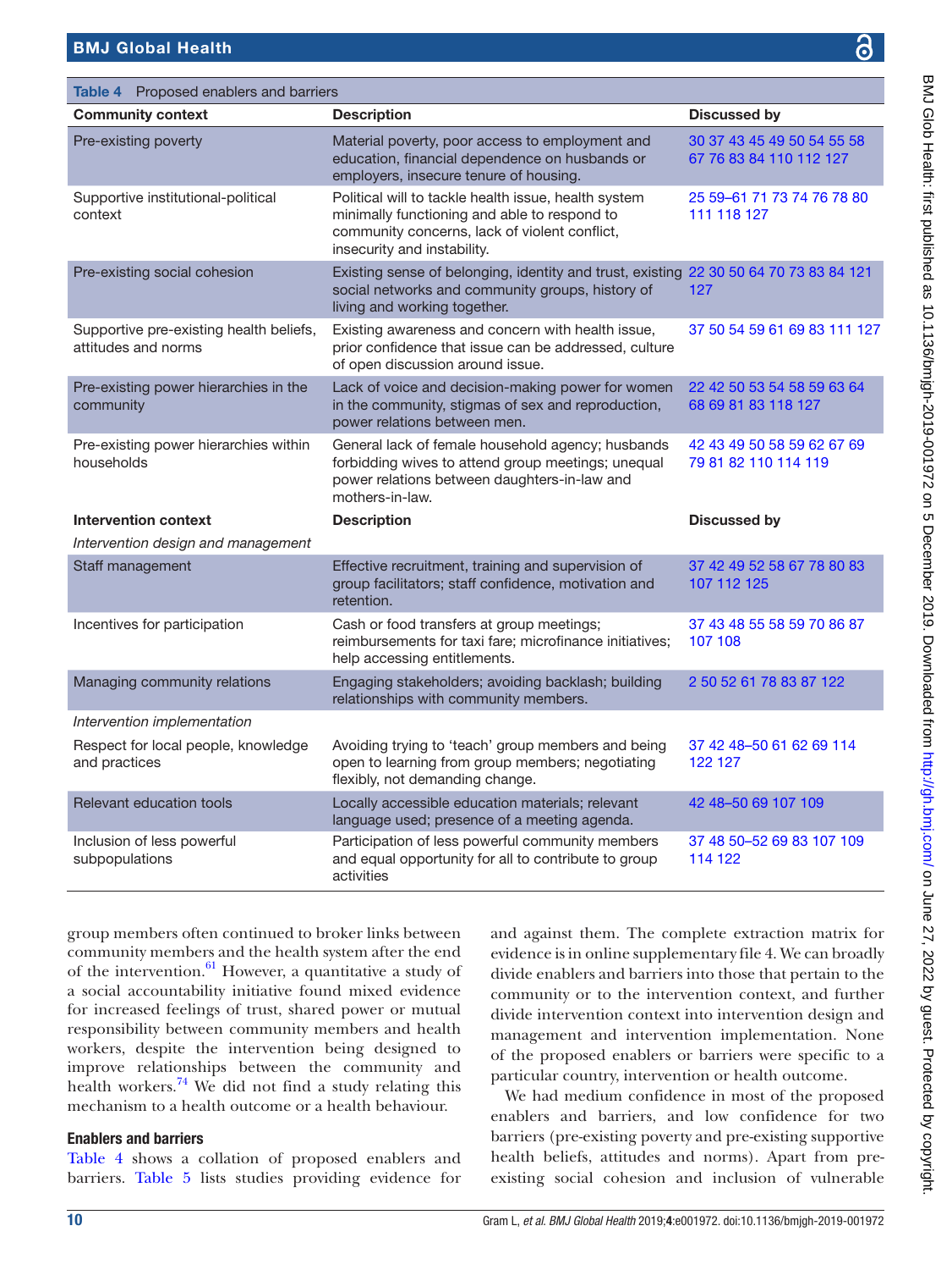**Table 4** Proposed enablers and barriers

| Community context | Description | Discussed by |
|---|---|---|
| Pre-existing poverty | Material poverty, poor access to employment and education, financial dependence on husbands or employers, insecure tenure of housing. | 30 37 43 45 49 50 54 55 58 67 76 83 84 110 112 127 |
| Supportive institutional-political context | Political will to tackle health issue, health system minimally functioning and able to respond to community concerns, lack of violent conflict, insecurity and instability. | 25 59–61 71 73 74 76 78 80 111 118 127 |
| Pre-existing social cohesion | Existing sense of belonging, identity and trust, existing social networks and community groups, history of living and working together. | 22 30 50 64 70 73 83 84 121 127 |
| Supportive pre-existing health beliefs, attitudes and norms | Existing awareness and concern with health issue, prior confidence that issue can be addressed, culture of open discussion around issue. | 37 50 54 59 61 69 83 111 127 |
| Pre-existing power hierarchies in the community | Lack of voice and decision-making power for women in the community, stigmas of sex and reproduction, power relations between men. | 22 42 50 53 54 58 59 63 64 68 69 81 83 118 127 |
| Pre-existing power hierarchies within households | General lack of female household agency; husbands forbidding wives to attend group meetings; unequal power relations between daughters-in-law and mothers-in-law. | 42 43 49 50 58 59 62 67 69 79 81 82 110 114 119 |
| **Intervention context** | **Description** | **Discussed by** |
| *Intervention design and management* | | |
| Staff management | Effective recruitment, training and supervision of group facilitators; staff confidence, motivation and retention. | 37 42 49 52 58 67 78 80 83 107 112 125 |
| Incentives for participation | Cash or food transfers at group meetings; reimbursements for taxi fare; microfinance initiatives; help accessing entitlements. | 37 43 48 55 58 59 70 86 87 107 108 |
| Managing community relations | Engaging stakeholders; avoiding backlash; building relationships with community members. | 2 50 52 61 78 83 87 122 |
| *Intervention implementation* | | |
| Respect for local people, knowledge and practices | Avoiding trying to 'teach' group members and being open to learning from group members; negotiating flexibly, not demanding change. | 37 42 48–50 61 62 69 114 122 127 |
| Relevant education tools | Locally accessible education materials; relevant language used; presence of a meeting agenda. | 42 48–50 69 107 109 |
| Inclusion of less powerful subpopulations | Participation of less powerful community members and equal opportunity for all to contribute to group activities | 37 48 50–52 69 83 107 109 114 122 |

group members often continued to broker links between community members and the health system after the end of the intervention.[61] However, a quantitative a study of a social accountability initiative found mixed evidence for increased feelings of trust, shared power or mutual responsibility between community members and health workers, despite the intervention being designed to improve relationships between the community and health workers.[74] We did not find a study relating this mechanism to a health outcome or a health behaviour.

### Enablers and barriers

Table 4 shows a collation of proposed enablers and barriers. Table 5 lists studies providing evidence for and against them. The complete extraction matrix for evidence is in online supplementary file 4. We can broadly divide enablers and barriers into those that pertain to the community or to the intervention context, and further divide intervention context into intervention design and management and intervention implementation. None of the proposed enablers or barriers were specific to a particular country, intervention or health outcome.

We had medium confidence in most of the proposed enablers and barriers, and low confidence for two barriers (pre-existing poverty and pre-existing supportive health beliefs, attitudes and norms). Apart from pre-existing social cohesion and inclusion of vulnerable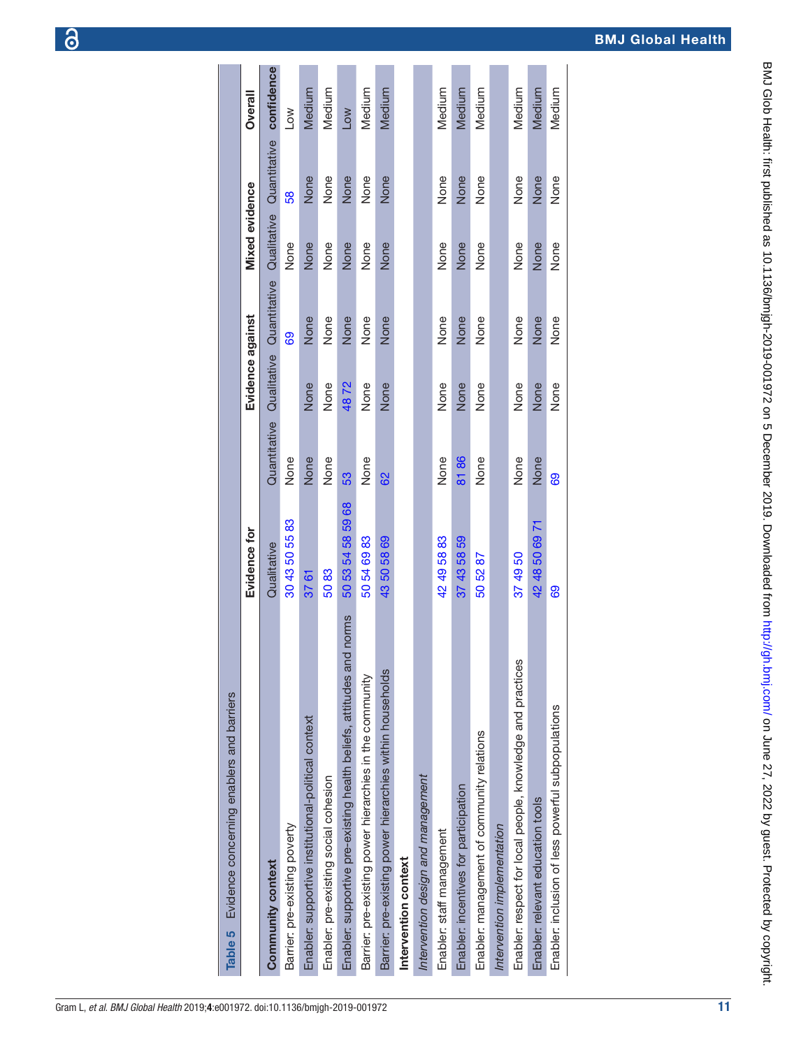**Table 5** Evidence concerning enablers and barriers

| | Evidence for | | Evidence against | | Mixed evidence | | Overall |
|---|---|---|---|---|---|---|---|
| | Qualitative | Quantitative | Qualitative | Quantitative | Qualitative | Quantitative | confidence |
| **Community context** | | | | | | | |
| Barrier: pre-existing poverty | 30 43 50 55 83 | None | | 69 | None | 58 | Low |
| Enabler: supportive institutional-political context | 37 61 | None | None | None | None | None | Medium |
| Enabler: pre-existing social cohesion | 50 83 | None | None | None | None | None | Medium |
| Enabler: supportive pre-existing health beliefs, attitudes and norms | 50 53 54 58 59 68 | 53 | 48 72 | None | None | None | Low |
| Barrier: pre-existing power hierarchies in the community | 50 54 69 83 | None | None | None | None | None | Medium |
| Barrier: pre-existing power hierarchies within households | 43 50 58 69 | 62 | None | None | None | None | Medium |
| **Intervention context** | | | | | | | |
| *Intervention design and management* | | | | | | | |
| Enabler: staff management | 42 49 58 83 | None | None | None | None | None | Medium |
| Enabler: incentives for participation | 37 43 58 59 | 81 86 | None | None | None | None | Medium |
| Enabler: management of community relations | 50 52 87 | None | None | None | None | None | Medium |
| *Intervention implementation* | | | | | | | |
| Enabler: respect for local people, knowledge and practices | 37 49 50 | None | None | None | None | None | Medium |
| Enabler: relevant education tools | 42 48 50 69 71 | None | None | None | None | None | Medium |
| Enabler: inclusion of less powerful subpopulations | 69 | 69 | None | None | None | None | Medium |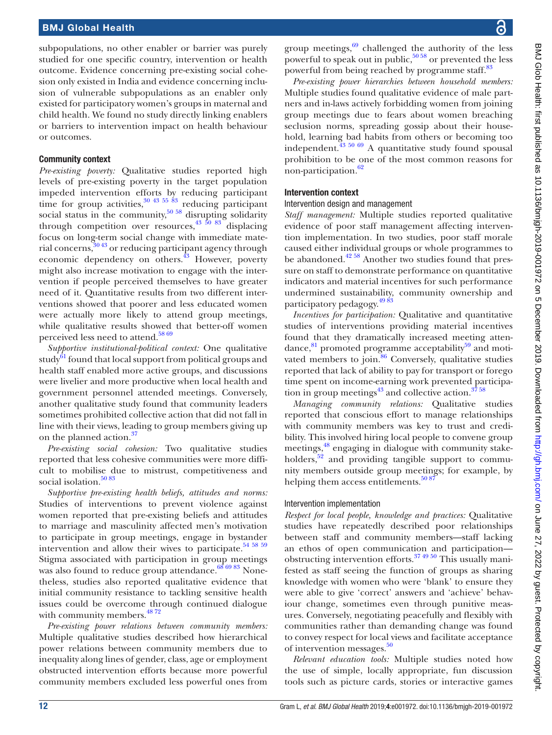subpopulations, no other enabler or barrier was purely studied for one specific country, intervention or health outcome. Evidence concerning pre-existing social cohesion only existed in India and evidence concerning inclusion of vulnerable subpopulations as an enabler only existed for participatory women's groups in maternal and child health. We found no study directly linking enablers or barriers to intervention impact on health behaviour or outcomes.

### Community context

*Pre-existing poverty:* Qualitative studies reported high levels of pre-existing poverty in the target population impeded intervention efforts by reducing participant time for group activities,[30 43 55 83] reducing participant social status in the community,[50 58] disrupting solidarity through competition over resources,[43 50 83] displacing focus on long-term social change with immediate material concerns,[30 43] or reducing participant agency through economic dependency on others.[43] However, poverty might also increase motivation to engage with the intervention if people perceived themselves to have greater need of it. Quantitative results from two different interventions showed that poorer and less educated women were actually more likely to attend group meetings, while qualitative results showed that better-off women perceived less need to attend.[58 69]

*Supportive institutional-political context:* One qualitative study[61] found that local support from political groups and health staff enabled more active groups, and discussions were livelier and more productive when local health and government personnel attended meetings. Conversely, another qualitative study found that community leaders sometimes prohibited collective action that did not fall in line with their views, leading to group members giving up on the planned action.[37]

*Pre-existing social cohesion:* Two qualitative studies reported that less cohesive communities were more difficult to mobilise due to mistrust, competitiveness and social isolation.[50 83]

*Supportive pre-existing health beliefs, attitudes and norms:* Studies of interventions to prevent violence against women reported that pre-existing beliefs and attitudes to marriage and masculinity affected men's motivation to participate in group meetings, engage in bystander intervention and allow their wives to participate.[54 58 59] Stigma associated with participation in group meetings was also found to reduce group attendance.[68 69 83] Nonetheless, studies also reported qualitative evidence that initial community resistance to tackling sensitive health issues could be overcome through continued dialogue with community members.[48 72]

*Pre-existing power relations between community members:* Multiple qualitative studies described how hierarchical power relations between community members due to inequality along lines of gender, class, age or employment obstructed intervention efforts because more powerful community members excluded less powerful ones from group meetings,[69] challenged the authority of the less powerful to speak out in public,[50 58] or prevented the less powerful from being reached by programme staff.[83]

*Pre-existing power hierarchies between household members:* Multiple studies found qualitative evidence of male partners and in-laws actively forbidding women from joining group meetings due to fears about women breaching seclusion norms, spreading gossip about their household, learning bad habits from others or becoming too independent.[43 50 69] A quantitative study found spousal prohibition to be one of the most common reasons for non-participation.[62]

### Intervention context

#### Intervention design and management

*Staff management:* Multiple studies reported qualitative evidence of poor staff management affecting intervention implementation. In two studies, poor staff morale caused either individual groups or whole programmes to be abandoned.[42 58] Another two studies found that pressure on staff to demonstrate performance on quantitative indicators and material incentives for such performance undermined sustainability, community ownership and participatory pedagogy.[49 83]

*Incentives for participation:* Qualitative and quantitative studies of interventions providing material incentives found that they dramatically increased meeting attendance,[81] promoted programme acceptability[59] and motivated members to join.[86] Conversely, qualitative studies reported that lack of ability to pay for transport or forego time spent on income-earning work prevented participation in group meetings[43] and collective action.[37 58]

*Managing community relations:* Qualitative studies reported that conscious effort to manage relationships with community members was key to trust and credibility. This involved hiring local people to convene group meetings,[48] engaging in dialogue with community stakeholders,[52] and providing tangible support to community members outside group meetings; for example, by helping them access entitlements.[50 87]

#### Intervention implementation

*Respect for local people, knowledge and practices:* Qualitative studies have repeatedly described poor relationships between staff and community members—staff lacking an ethos of open communication and participation—obstructing intervention efforts.[37 49 50] This usually manifested as staff seeing the function of groups as sharing knowledge with women who were 'blank' to ensure they were able to give 'correct' answers and 'achieve' behaviour change, sometimes even through punitive measures. Conversely, negotiating peacefully and flexibly with communities rather than demanding change was found to convey respect for local views and facilitate acceptance of intervention messages.[50]

*Relevant education tools:* Multiple studies noted how the use of simple, locally appropriate, fun discussion tools such as picture cards, stories or interactive games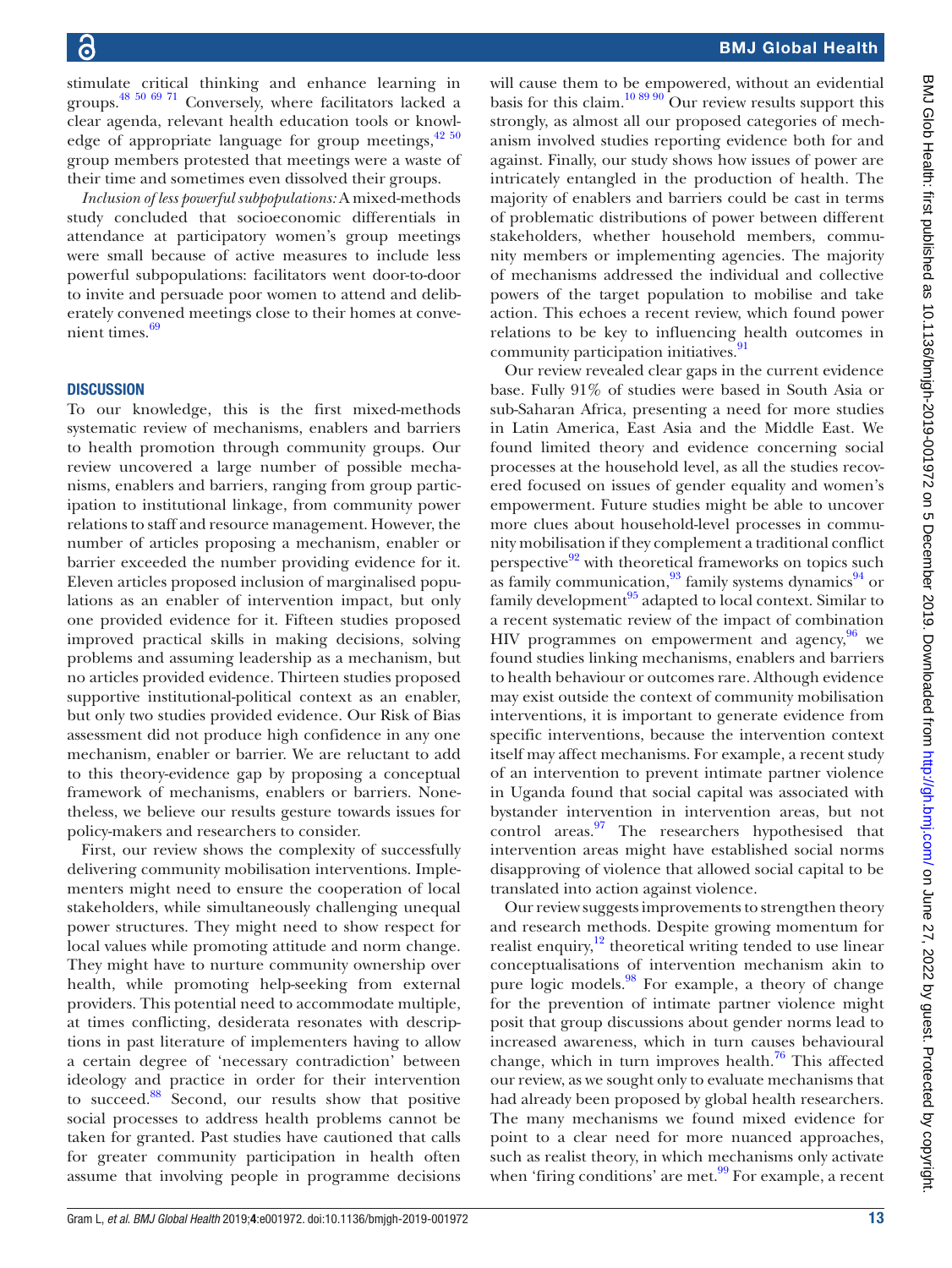stimulate critical thinking and enhance learning in groups.[48 50 69 71] Conversely, where facilitators lacked a clear agenda, relevant health education tools or knowledge of appropriate language for group meetings,[42 50] group members protested that meetings were a waste of their time and sometimes even dissolved their groups.

*Inclusion of less powerful subpopulations:* A mixed-methods study concluded that socioeconomic differentials in attendance at participatory women's group meetings were small because of active measures to include less powerful subpopulations: facilitators went door-to-door to invite and persuade poor women to attend and deliberately convened meetings close to their homes at convenient times.[69]

## DISCUSSION

To our knowledge, this is the first mixed-methods systematic review of mechanisms, enablers and barriers to health promotion through community groups. Our review uncovered a large number of possible mechanisms, enablers and barriers, ranging from group participation to institutional linkage, from community power relations to staff and resource management. However, the number of articles proposing a mechanism, enabler or barrier exceeded the number providing evidence for it. Eleven articles proposed inclusion of marginalised populations as an enabler of intervention impact, but only one provided evidence for it. Fifteen studies proposed improved practical skills in making decisions, solving problems and assuming leadership as a mechanism, but no articles provided evidence. Thirteen studies proposed supportive institutional-political context as an enabler, but only two studies provided evidence. Our Risk of Bias assessment did not produce high confidence in any one mechanism, enabler or barrier. We are reluctant to add to this theory-evidence gap by proposing a conceptual framework of mechanisms, enablers or barriers. Nonetheless, we believe our results gesture towards issues for policy-makers and researchers to consider.

First, our review shows the complexity of successfully delivering community mobilisation interventions. Implementers might need to ensure the cooperation of local stakeholders, while simultaneously challenging unequal power structures. They might need to show respect for local values while promoting attitude and norm change. They might have to nurture community ownership over health, while promoting help-seeking from external providers. This potential need to accommodate multiple, at times conflicting, desiderata resonates with descriptions in past literature of implementers having to allow a certain degree of 'necessary contradiction' between ideology and practice in order for their intervention to succeed.[88] Second, our results show that positive social processes to address health problems cannot be taken for granted. Past studies have cautioned that calls for greater community participation in health often assume that involving people in programme decisions will cause them to be empowered, without an evidential basis for this claim.[10 89 90] Our review results support this strongly, as almost all our proposed categories of mechanism involved studies reporting evidence both for and against. Finally, our study shows how issues of power are intricately entangled in the production of health. The majority of enablers and barriers could be cast in terms of problematic distributions of power between different stakeholders, whether household members, community members or implementing agencies. The majority of mechanisms addressed the individual and collective powers of the target population to mobilise and take action. This echoes a recent review, which found power relations to be key to influencing health outcomes in community participation initiatives.[91]

Our review revealed clear gaps in the current evidence base. Fully 91% of studies were based in South Asia or sub-Saharan Africa, presenting a need for more studies in Latin America, East Asia and the Middle East. We found limited theory and evidence concerning social processes at the household level, as all the studies recovered focused on issues of gender equality and women's empowerment. Future studies might be able to uncover more clues about household-level processes in community mobilisation if they complement a traditional conflict perspective[92] with theoretical frameworks on topics such as family communication,[93] family systems dynamics[94] or family development[95] adapted to local context. Similar to a recent systematic review of the impact of combination HIV programmes on empowerment and agency,[96] we found studies linking mechanisms, enablers and barriers to health behaviour or outcomes rare. Although evidence may exist outside the context of community mobilisation interventions, it is important to generate evidence from specific interventions, because the intervention context itself may affect mechanisms. For example, a recent study of an intervention to prevent intimate partner violence in Uganda found that social capital was associated with bystander intervention in intervention areas, but not control areas.[97] The researchers hypothesised that intervention areas might have established social norms disapproving of violence that allowed social capital to be translated into action against violence.

Our review suggests improvements to strengthen theory and research methods. Despite growing momentum for realist enquiry,[12] theoretical writing tended to use linear conceptualisations of intervention mechanism akin to pure logic models.[98] For example, a theory of change for the prevention of intimate partner violence might posit that group discussions about gender norms lead to increased awareness, which in turn causes behavioural change, which in turn improves health.[76] This affected our review, as we sought only to evaluate mechanisms that had already been proposed by global health researchers. The many mechanisms we found mixed evidence for point to a clear need for more nuanced approaches, such as realist theory, in which mechanisms only activate when 'firing conditions' are met.[99] For example, a recent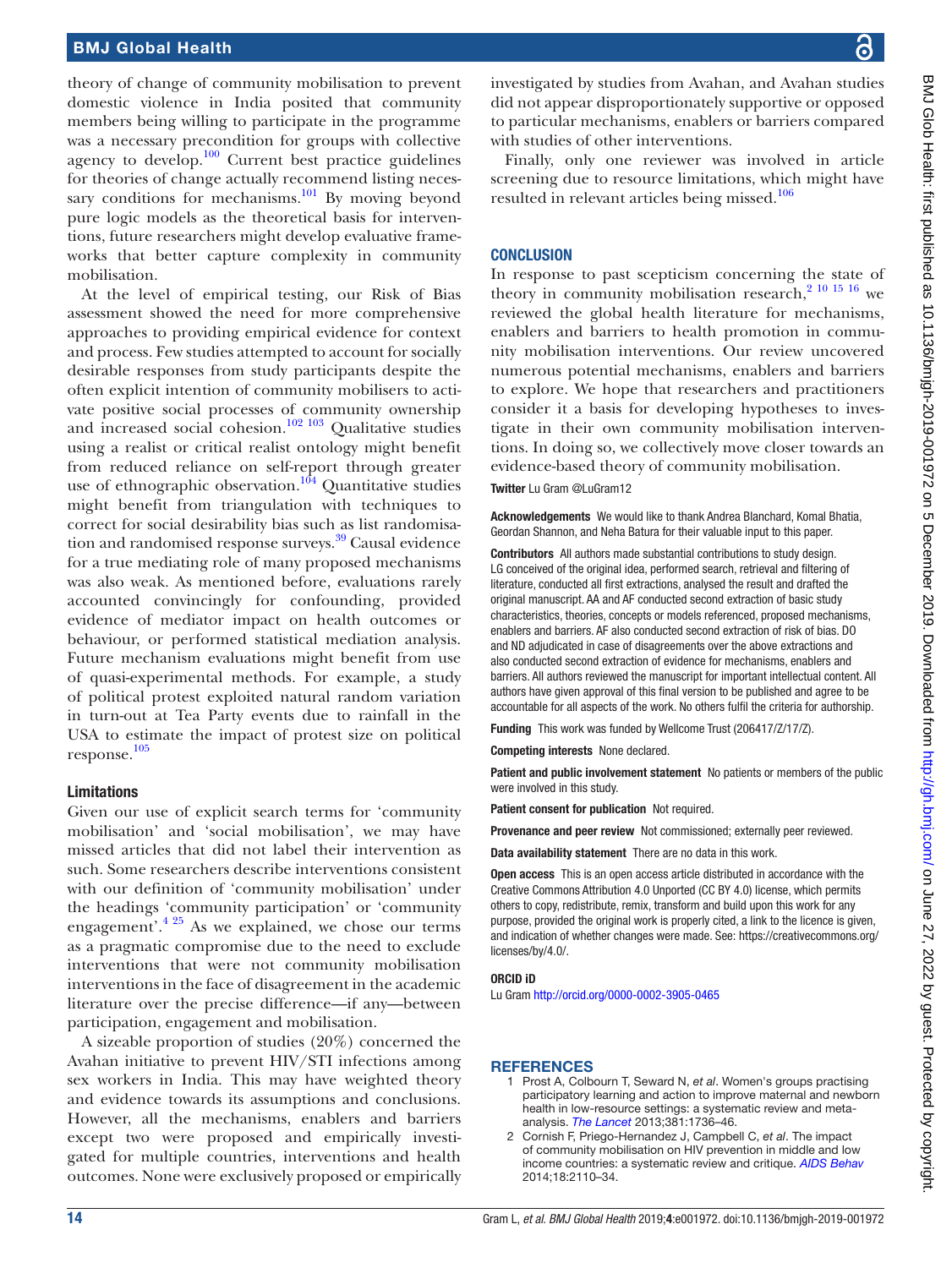theory of change of community mobilisation to prevent domestic violence in India posited that community members being willing to participate in the programme was a necessary precondition for groups with collective agency to develop.[100] Current best practice guidelines for theories of change actually recommend listing necessary conditions for mechanisms.[101] By moving beyond pure logic models as the theoretical basis for interventions, future researchers might develop evaluative frameworks that better capture complexity in community mobilisation.

At the level of empirical testing, our Risk of Bias assessment showed the need for more comprehensive approaches to providing empirical evidence for context and process. Few studies attempted to account for socially desirable responses from study participants despite the often explicit intention of community mobilisers to activate positive social processes of community ownership and increased social cohesion.[102,103] Qualitative studies using a realist or critical realist ontology might benefit from reduced reliance on self-report through greater use of ethnographic observation.[104] Quantitative studies might benefit from triangulation with techniques to correct for social desirability bias such as list randomisation and randomised response surveys.[39] Causal evidence for a true mediating role of many proposed mechanisms was also weak. As mentioned before, evaluations rarely accounted convincingly for confounding, provided evidence of mediator impact on health outcomes or behaviour, or performed statistical mediation analysis. Future mechanism evaluations might benefit from use of quasi-experimental methods. For example, a study of political protest exploited natural random variation in turn-out at Tea Party events due to rainfall in the USA to estimate the impact of protest size on political response.[105]

### Limitations

Given our use of explicit search terms for 'community mobilisation' and 'social mobilisation', we may have missed articles that did not label their intervention as such. Some researchers describe interventions consistent with our definition of 'community mobilisation' under the headings 'community participation' or 'community engagement'.[4,25] As we explained, we chose our terms as a pragmatic compromise due to the need to exclude interventions that were not community mobilisation interventions in the face of disagreement in the academic literature over the precise difference—if any—between participation, engagement and mobilisation.

A sizeable proportion of studies (20%) concerned the Avahan initiative to prevent HIV/STI infections among sex workers in India. This may have weighted theory and evidence towards its assumptions and conclusions. However, all the mechanisms, enablers and barriers except two were proposed and empirically investigated for multiple countries, interventions and health outcomes. None were exclusively proposed or empirically investigated by studies from Avahan, and Avahan studies did not appear disproportionately supportive or opposed to particular mechanisms, enablers or barriers compared with studies of other interventions.

Finally, only one reviewer was involved in article screening due to resource limitations, which might have resulted in relevant articles being missed.[106]

## CONCLUSION

In response to past scepticism concerning the state of theory in community mobilisation research,[2,10,15,16] we reviewed the global health literature for mechanisms, enablers and barriers to health promotion in community mobilisation interventions. Our review uncovered numerous potential mechanisms, enablers and barriers to explore. We hope that researchers and practitioners consider it a basis for developing hypotheses to investigate in their own community mobilisation interventions. In doing so, we collectively move closer towards an evidence-based theory of community mobilisation.

**Twitter** Lu Gram @LuGram12

**Acknowledgements** We would like to thank Andrea Blanchard, Komal Bhatia, Geordan Shannon, and Neha Batura for their valuable input to this paper.

**Contributors** All authors made substantial contributions to study design. LG conceived of the original idea, performed search, retrieval and filtering of literature, conducted all first extractions, analysed the result and drafted the original manuscript. AA and AF conducted second extraction of basic study characteristics, theories, concepts or models referenced, proposed mechanisms, enablers and barriers. AF also conducted second extraction of risk of bias. DO and ND adjudicated in case of disagreements over the above extractions and also conducted second extraction of evidence for mechanisms, enablers and barriers. All authors reviewed the manuscript for important intellectual content. All authors have given approval of this final version to be published and agree to be accountable for all aspects of the work. No others fulfil the criteria for authorship.

**Funding** This work was funded by Wellcome Trust (206417/Z/17/Z).

**Competing interests** None declared.

**Patient and public involvement statement** No patients or members of the public were involved in this study.

**Patient consent for publication** Not required.

**Provenance and peer review** Not commissioned; externally peer reviewed.

**Data availability statement** There are no data in this work.

**Open access** This is an open access article distributed in accordance with the Creative Commons Attribution 4.0 Unported (CC BY 4.0) license, which permits others to copy, redistribute, remix, transform and build upon this work for any purpose, provided the original work is properly cited, a link to the licence is given, and indication of whether changes were made. See: https://creativecommons.org/licenses/by/4.0/.

**ORCID iD**

Lu Gram http://orcid.org/0000-0002-3905-0465

## REFERENCES

1. Prost A, Colbourn T, Seward N, *et al*. Women's groups practising participatory learning and action to improve maternal and newborn health in low-resource settings: a systematic review and meta-analysis. *The Lancet* 2013;381:1736–46.
2. Cornish F, Priego-Hernandez J, Campbell C, *et al*. The impact of community mobilisation on HIV prevention in middle and low income countries: a systematic review and critique. *AIDS Behav* 2014;18:2110–34.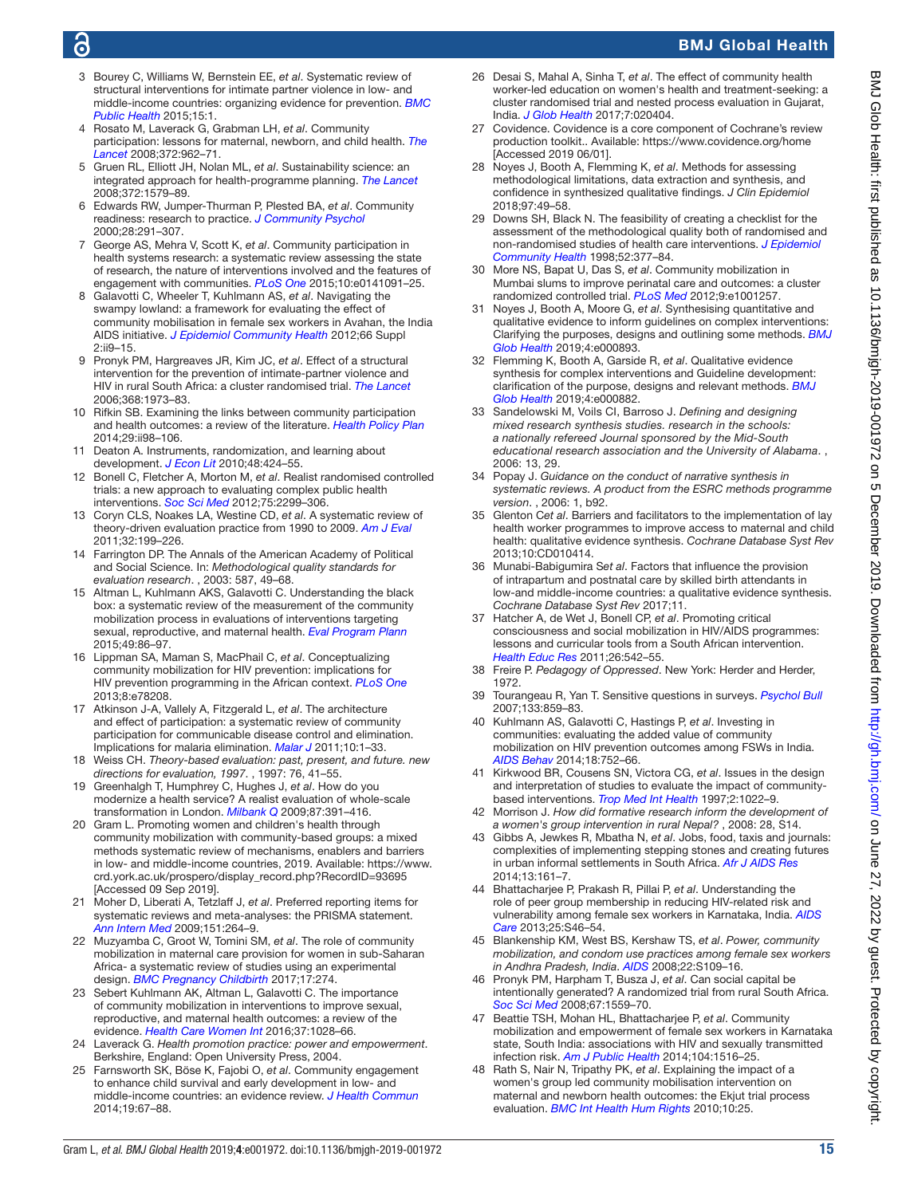3. Bourey C, Williams W, Bernstein EE, *et al*. Systematic review of structural interventions for intimate partner violence in low- and middle-income countries: organizing evidence for prevention. *BMC Public Health* 2015;15:1.
4. Rosato M, Laverack G, Grabman LH, *et al*. Community participation: lessons for maternal, newborn, and child health. *The Lancet* 2008;372:962–71.
5. Gruen RL, Elliott JH, Nolan ML, *et al*. Sustainability science: an integrated approach for health-programme planning. *The Lancet* 2008;372:1579–89.
6. Edwards RW, Jumper-Thurman P, Plested BA, *et al*. Community readiness: research to practice. *J Community Psychol* 2000;28:291–307.
7. George AS, Mehra V, Scott K, *et al*. Community participation in health systems research: a systematic review assessing the state of research, the nature of interventions involved and the features of engagement with communities. *PLoS One* 2015;10:e0141091–25.
8. Galavotti C, Wheeler T, Kuhlmann AS, *et al*. Navigating the swampy lowland: a framework for evaluating the effect of community mobilisation in female sex workers in Avahan, the India AIDS initiative. *J Epidemiol Community Health* 2012;66 Suppl 2:ii9–15.
9. Pronyk PM, Hargreaves JR, Kim JC, *et al*. Effect of a structural intervention for the prevention of intimate-partner violence and HIV in rural South Africa: a cluster randomised trial. *The Lancet* 2006;368:1973–83.
10. Rifkin SB. Examining the links between community participation and health outcomes: a review of the literature. *Health Policy Plan* 2014;29:ii98–106.
11. Deaton A. Instruments, randomization, and learning about development. *J Econ Lit* 2010;48:424–55.
12. Bonell C, Fletcher A, Morton M, *et al*. Realist randomised controlled trials: a new approach to evaluating complex public health interventions. *Soc Sci Med* 2012;75:2299–306.
13. Coryn CLS, Noakes LA, Westine CD, *et al*. A systematic review of theory-driven evaluation practice from 1990 to 2009. *Am J Eval* 2011;32:199–226.
14. Farrington DP. The Annals of the American Academy of Political and Social Science. In: *Methodological quality standards for evaluation research*. , 2003: 587, 49–68.
15. Altman L, Kuhlmann AKS, Galavotti C. Understanding the black box: a systematic review of the measurement of the community mobilization process in evaluations of interventions targeting sexual, reproductive, and maternal health. *Eval Program Plann* 2015;49:86–97.
16. Lippman SA, Maman S, MacPhail C, *et al*. Conceptualizing community mobilization for HIV prevention: implications for HIV prevention programming in the African context. *PLoS One* 2013;8:e78208.
17. Atkinson J-A, Vallely A, Fitzgerald L, *et al*. The architecture and effect of participation: a systematic review of community participation for communicable disease control and elimination. Implications for malaria elimination. *Malar J* 2011;10:1–33.
18. Weiss CH. *Theory-based evaluation: past, present, and future. new directions for evaluation, 1997*. , 1997: 76, 41–55.
19. Greenhalgh T, Humphrey C, Hughes J, *et al*. How do you modernize a health service? A realist evaluation of whole-scale transformation in London. *Milbank Q* 2009;87:391–416.
20. Gram L. Promoting women and children's health through community mobilization with community-based groups: a mixed methods systematic review of mechanisms, enablers and barriers in low- and middle-income countries, 2019. Available: https://www.crd.york.ac.uk/prospero/display_record.php?RecordID=93695 [Accessed 09 Sep 2019].
21. Moher D, Liberati A, Tetzlaff J, *et al*. Preferred reporting items for systematic reviews and meta-analyses: the PRISMA statement. *Ann Intern Med* 2009;151:264–9.
22. Muzyamba C, Groot W, Tomini SM, *et al*. The role of community mobilization in maternal care provision for women in sub-Saharan Africa- a systematic review of studies using an experimental design. *BMC Pregnancy Childbirth* 2017;17:274.
23. Sebert Kuhlmann AK, Altman L, Galavotti C. The importance of community mobilization in interventions to improve sexual, reproductive, and maternal health outcomes: a review of the evidence. *Health Care Women Int* 2016;37:1028–66.
24. Laverack G. *Health promotion practice: power and empowerment*. Berkshire, England: Open University Press, 2004.
25. Farnsworth SK, Böse K, Fajobi O, *et al*. Community engagement to enhance child survival and early development in low- and middle-income countries: an evidence review. *J Health Commun* 2014;19:67–88.
26. Desai S, Mahal A, Sinha T, *et al*. The effect of community health worker-led education on women's health and treatment-seeking: a cluster randomised trial and nested process evaluation in Gujarat, India. *J Glob Health* 2017;7:020404.
27. Covidence. Covidence is a core component of Cochrane's review production toolkit.. Available: https://www.covidence.org/home [Accessed 2019 06/01].
28. Noyes J, Booth A, Flemming K, *et al*. Methods for assessing methodological limitations, data extraction and synthesis, and confidence in synthesized qualitative findings. *J Clin Epidemiol* 2018;97:49–58.
29. Downs SH, Black N. The feasibility of creating a checklist for the assessment of the methodological quality both of randomised and non-randomised studies of health care interventions. *J Epidemiol Community Health* 1998;52:377–84.
30. More NS, Bapat U, Das S, *et al*. Community mobilization in Mumbai slums to improve perinatal care and outcomes: a cluster randomized controlled trial. *PLoS Med* 2012;9:e1001257.
31. Noyes J, Booth A, Moore G, *et al*. Synthesising quantitative and qualitative evidence to inform guidelines on complex interventions: Clarifying the purposes, designs and outlining some methods. *BMJ Glob Health* 2019;4:e000893.
32. Flemming K, Booth A, Garside R, *et al*. Qualitative evidence synthesis for complex interventions and Guideline development: clarification of the purpose, designs and relevant methods. *BMJ Glob Health* 2019;4:e000882.
33. Sandelowski M, Voils CI, Barroso J. *Defining and designing mixed research synthesis studies. research in the schools: a nationally refereed Journal sponsored by the Mid-South educational research association and the University of Alabama*. , 2006: 13, 29.
34. Popay J. *Guidance on the conduct of narrative synthesis in systematic reviews. A product from the ESRC methods programme version*. , 2006: 1, b92.
35. Glenton C*et al*. Barriers and facilitators to the implementation of lay health worker programmes to improve access to maternal and child health: qualitative evidence synthesis. *Cochrane Database Syst Rev* 2013;10:CD010414.
36. Munabi-Babigumira S*et al*. Factors that influence the provision of intrapartum and postnatal care by skilled birth attendants in low-and middle-income countries: a qualitative evidence synthesis. *Cochrane Database Syst Rev* 2017;11.
37. Hatcher A, de Wet J, Bonell CP, *et al*. Promoting critical consciousness and social mobilization in HIV/AIDS programmes: lessons and curricular tools from a South African intervention. *Health Educ Res* 2011;26:542–55.
38. Freire P. *Pedagogy of Oppressed*. New York: Herder and Herder, 1972.
39. Tourangeau R, Yan T. Sensitive questions in surveys. *Psychol Bull* 2007;133:859–83.
40. Kuhlmann AS, Galavotti C, Hastings P, *et al*. Investing in communities: evaluating the added value of community mobilization on HIV prevention outcomes among FSWs in India. *AIDS Behav* 2014;18:752–66.
41. Kirkwood BR, Cousens SN, Victora CG, *et al*. Issues in the design and interpretation of studies to evaluate the impact of community-based interventions. *Trop Med Int Health* 1997;2:1022–9.
42. Morrison J. *How did formative research inform the development of a women's group intervention in rural Nepal?* , 2008: 28, S14.
43. Gibbs A, Jewkes R, Mbatha N, *et al*. Jobs, food, taxis and journals: complexities of implementing stepping stones and creating futures in urban informal settlements in South Africa. *Afr J AIDS Res* 2014;13:161–7.
44. Bhattacharjee P, Prakash R, Pillai P, *et al*. Understanding the role of peer group membership in reducing HIV-related risk and vulnerability among female sex workers in Karnataka, India. *AIDS Care* 2013;25:S46–54.
45. Blankenship KM, West BS, Kershaw TS, *et al*. *Power, community mobilization, and condom use practices among female sex workers in Andhra Pradesh, India*. *AIDS* 2008;22:S109–16.
46. Pronyk PM, Harpham T, Busza J, *et al*. Can social capital be intentionally generated? A randomized trial from rural South Africa. *Soc Sci Med* 2008;67:1559–70.
47. Beattie TSH, Mohan HL, Bhattacharjee P, *et al*. Community mobilization and empowerment of female sex workers in Karnataka state, South India: associations with HIV and sexually transmitted infection risk. *Am J Public Health* 2014;104:1516–25.
48. Rath S, Nair N, Tripathy PK, *et al*. Explaining the impact of a women's group led community mobilisation intervention on maternal and newborn health outcomes: the Ekjut trial process evaluation. *BMC Int Health Hum Rights* 2010;10:25.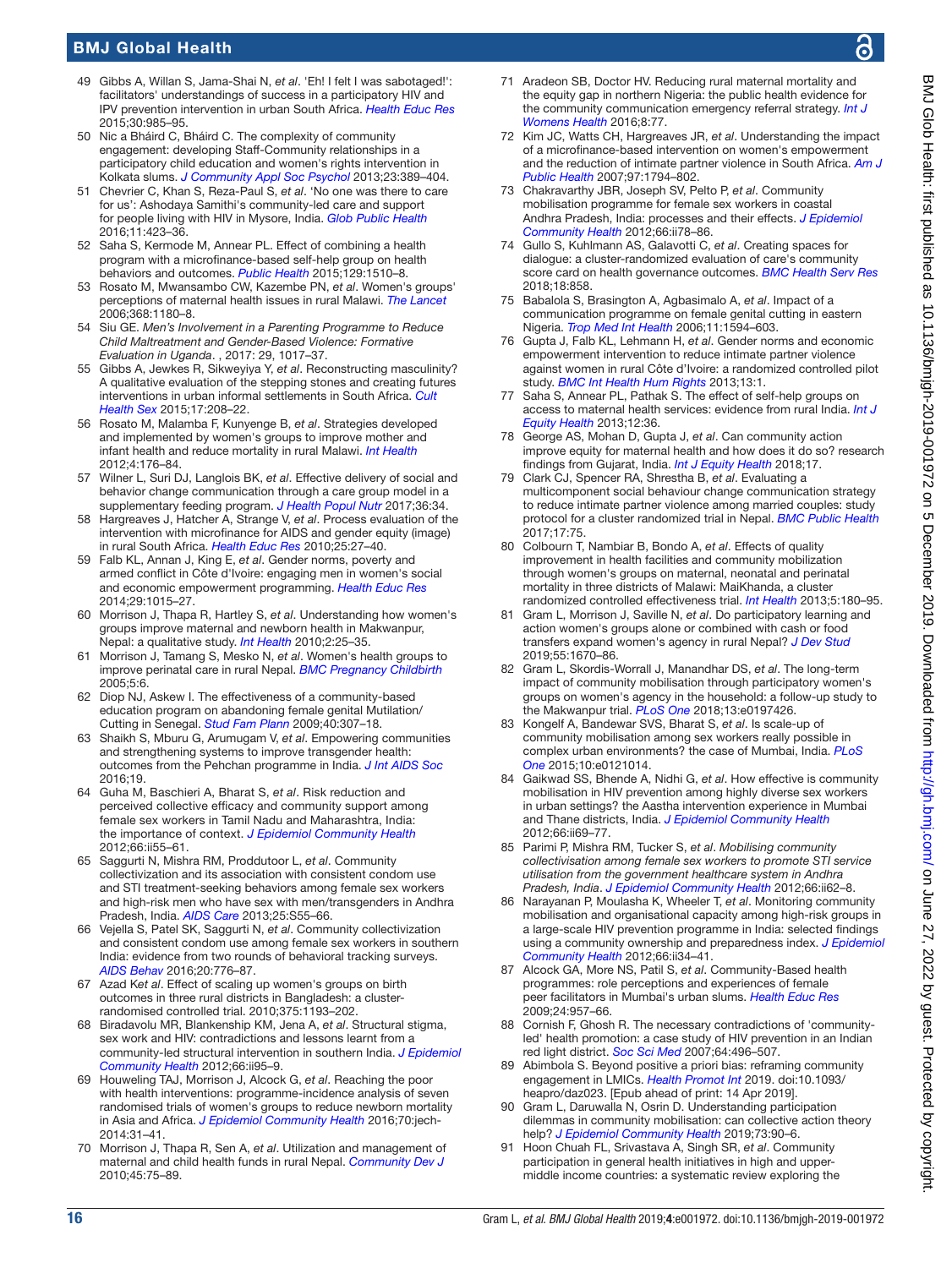49 Gibbs A, Willan S, Jama-Shai N, *et al*. 'Eh! I felt I was sabotaged!': facilitators' understandings of success in a participatory HIV and IPV prevention intervention in urban South Africa. *Health Educ Res* 2015;30:985–95.

50 Nic a Bháird C, Bháird C. The complexity of community engagement: developing Staff-Community relationships in a participatory child education and women's rights intervention in Kolkata slums. *J Community Appl Soc Psychol* 2013;23:389–404.

51 Chevrier C, Khan S, Reza-Paul S, *et al*. 'No one was there to care for us': Ashodaya Samithi's community-led care and support for people living with HIV in Mysore, India. *Glob Public Health* 2016;11:423–36.

52 Saha S, Kermode M, Annear PL. Effect of combining a health program with a microfinance-based self-help group on health behaviors and outcomes. *Public Health* 2015;129:1510–8.

53 Rosato M, Mwansambo CW, Kazembe PN, *et al*. Women's groups' perceptions of maternal health issues in rural Malawi. *The Lancet* 2006;368:1180–8.

54 Siu GE. *Men's Involvement in a Parenting Programme to Reduce Child Maltreatment and Gender-Based Violence: Formative Evaluation in Uganda*. , 2017: 29, 1017–37.

55 Gibbs A, Jewkes R, Sikweyiya Y, *et al*. Reconstructing masculinity? A qualitative evaluation of the stepping stones and creating futures interventions in urban informal settlements in South Africa. *Cult Health Sex* 2015;17:208–22.

56 Rosato M, Malamba F, Kunyenge B, *et al*. Strategies developed and implemented by women's groups to improve mother and infant health and reduce mortality in rural Malawi. *Int Health* 2012;4:176–84.

57 Wilner L, Suri DJ, Langlois BK, *et al*. Effective delivery of social and behavior change communication through a care group model in a supplementary feeding program. *J Health Popul Nutr* 2017;36:34.

58 Hargreaves J, Hatcher A, Strange V, *et al*. Process evaluation of the intervention with microfinance for AIDS and gender equity (image) in rural South Africa. *Health Educ Res* 2010;25:27–40.

59 Falb KL, Annan J, King E, *et al*. Gender norms, poverty and armed conflict in Côte d'Ivoire: engaging men in women's social and economic empowerment programming. *Health Educ Res* 2014;29:1015–27.

60 Morrison J, Thapa R, Hartley S, *et al*. Understanding how women's groups improve maternal and newborn health in Makwanpur, Nepal: a qualitative study. *Int Health* 2010;2:25–35.

61 Morrison J, Tamang S, Mesko N, *et al*. Women's health groups to improve perinatal care in rural Nepal. *BMC Pregnancy Childbirth* 2005;5:6.

62 Diop NJ, Askew I. The effectiveness of a community-based education program on abandoning female genital Mutilation/ Cutting in Senegal. *Stud Fam Plann* 2009;40:307–18.

63 Shaikh S, Mburu G, Arumugam V, *et al*. Empowering communities and strengthening systems to improve transgender health: outcomes from the Pehchan programme in India. *J Int AIDS Soc* 2016;19.

64 Guha M, Baschieri A, Bharat S, *et al*. Risk reduction and perceived collective efficacy and community support among female sex workers in Tamil Nadu and Maharashtra, India: the importance of context. *J Epidemiol Community Health* 2012;66:ii55–61.

65 Saggurti N, Mishra RM, Proddutoor L, *et al*. Community collectivization and its association with consistent condom use and STI treatment-seeking behaviors among female sex workers and high-risk men who have sex with men/transgenders in Andhra Pradesh, India. *AIDS Care* 2013;25:S55–66.

66 Vejella S, Patel SK, Saggurti N, *et al*. Community collectivization and consistent condom use among female sex workers in southern India: evidence from two rounds of behavioral tracking surveys. *AIDS Behav* 2016;20:776–87.

67 Azad K*et al*. Effect of scaling up women's groups on birth outcomes in three rural districts in Bangladesh: a cluster-randomised controlled trial. 2010;375:1193–202.

68 Biradavolu MR, Blankenship KM, Jena A, *et al*. Structural stigma, sex work and HIV: contradictions and lessons learnt from a community-led structural intervention in southern India. *J Epidemiol Community Health* 2012;66:ii95–9.

69 Houweling TAJ, Morrison J, Alcock G, *et al*. Reaching the poor with health interventions: programme-incidence analysis of seven randomised trials of women's groups to reduce newborn mortality in Asia and Africa. *J Epidemiol Community Health* 2016;70:jech-2014:31–41.

70 Morrison J, Thapa R, Sen A, *et al*. Utilization and management of maternal and child health funds in rural Nepal. *Community Dev J* 2010;45:75–89.

71 Aradeon SB, Doctor HV. Reducing rural maternal mortality and the equity gap in northern Nigeria: the public health evidence for the community communication emergency referral strategy. *Int J Womens Health* 2016;8:77.

72 Kim JC, Watts CH, Hargreaves JR, *et al*. Understanding the impact of a microfinance-based intervention on women's empowerment and the reduction of intimate partner violence in South Africa. *Am J Public Health* 2007;97:1794–802.

73 Chakravarthy JBR, Joseph SV, Pelto P, *et al*. Community mobilisation programme for female sex workers in coastal Andhra Pradesh, India: processes and their effects. *J Epidemiol Community Health* 2012;66:ii78–86.

74 Gullo S, Kuhlmann AS, Galavotti C, *et al*. Creating spaces for dialogue: a cluster-randomized evaluation of care's community score card on health governance outcomes. *BMC Health Serv Res* 2018;18:858.

75 Babalola S, Brasington A, Agbasimalo A, *et al*. Impact of a communication programme on female genital cutting in eastern Nigeria. *Trop Med Int Health* 2006;11:1594–603.

76 Gupta J, Falb KL, Lehmann H, *et al*. Gender norms and economic empowerment intervention to reduce intimate partner violence against women in rural Côte d'Ivoire: a randomized controlled pilot study. *BMC Int Health Hum Rights* 2013;13:1.

77 Saha S, Annear PL, Pathak S. The effect of self-help groups on access to maternal health services: evidence from rural India. *Int J Equity Health* 2013;12:36.

78 George AS, Mohan D, Gupta J, *et al*. Can community action improve equity for maternal health and how does it do so? research findings from Gujarat, India. *Int J Equity Health* 2018;17.

79 Clark CJ, Spencer RA, Shrestha B, *et al*. Evaluating a multicomponent social behaviour change communication strategy to reduce intimate partner violence among married couples: study protocol for a cluster randomized trial in Nepal. *BMC Public Health* 2017;17:75.

80 Colbourn T, Nambiar B, Bondo A, *et al*. Effects of quality improvement in health facilities and community mobilization through women's groups on maternal, neonatal and perinatal mortality in three districts of Malawi: MaiKhanda, a cluster randomized controlled effectiveness trial. *Int Health* 2013;5:180–95.

81 Gram L, Morrison J, Saville N, *et al*. Do participatory learning and action women's groups alone or combined with cash or food transfers expand women's agency in rural Nepal? *J Dev Stud* 2019;55:1670–86.

82 Gram L, Skordis-Worrall J, Manandhar DS, *et al*. The long-term impact of community mobilisation through participatory women's groups on women's agency in the household: a follow-up study to the Makwanpur trial. *PLoS One* 2018;13:e0197426.

83 Kongelf A, Bandewar SVS, Bharat S, *et al*. Is scale-up of community mobilisation among sex workers really possible in complex urban environments? the case of Mumbai, India. *PLoS One* 2015;10:e0121014.

84 Gaikwad SS, Bhende A, Nidhi G, *et al*. How effective is community mobilisation in HIV prevention among highly diverse sex workers in urban settings? the Aastha intervention experience in Mumbai and Thane districts, India. *J Epidemiol Community Health* 2012;66:ii69–77.

85 Parimi P, Mishra RM, Tucker S, *et al*. *Mobilising community collectivisation among female sex workers to promote STI service utilisation from the government healthcare system in Andhra Pradesh, India*. *J Epidemiol Community Health* 2012;66:ii62–8.

86 Narayanan P, Moulasha K, Wheeler T, *et al*. Monitoring community mobilisation and organisational capacity among high-risk groups in a large-scale HIV prevention programme in India: selected findings using a community ownership and preparedness index. *J Epidemiol Community Health* 2012;66:ii34–41.

87 Alcock GA, More NS, Patil S, *et al*. Community-Based health programmes: role perceptions and experiences of female peer facilitators in Mumbai's urban slums. *Health Educ Res* 2009;24:957–66.

88 Cornish F, Ghosh R. The necessary contradictions of 'community-led' health promotion: a case study of HIV prevention in an Indian red light district. *Soc Sci Med* 2007;64:496–507.

89 Abimbola S. Beyond positive a priori bias: reframing community engagement in LMICs. *Health Promot Int* 2019. doi:10.1093/heapro/daz023. [Epub ahead of print: 14 Apr 2019].

90 Gram L, Daruwalla N, Osrin D. Understanding participation dilemmas in community mobilisation: can collective action theory help? *J Epidemiol Community Health* 2019;73:90–6.

91 Hoon Chuah FL, Srivastava A, Singh SR, *et al*. Community participation in general health initiatives in high and upper-middle income countries: a systematic review exploring the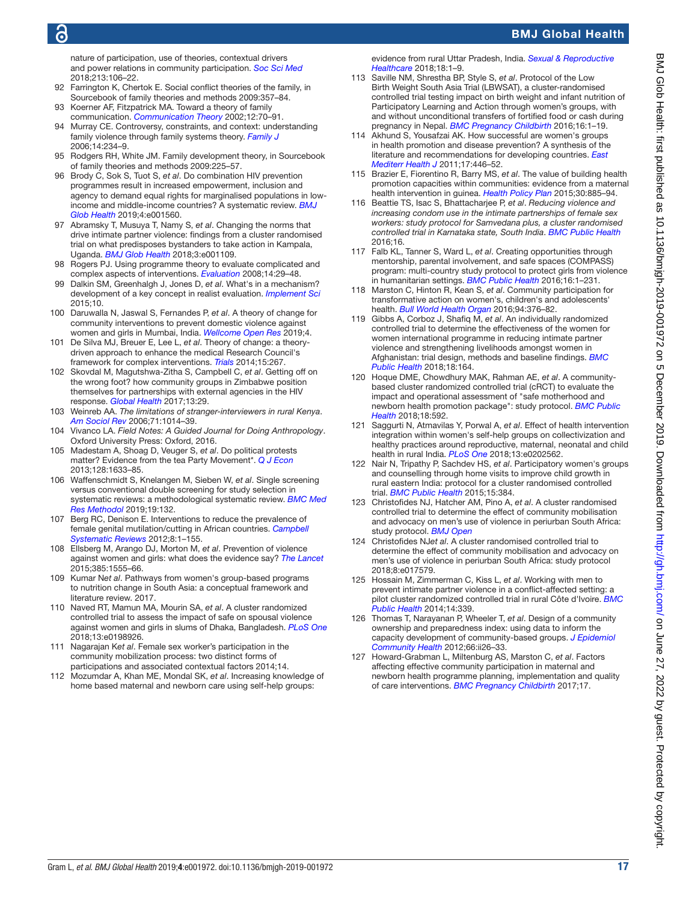nature of participation, use of theories, contextual drivers and power relations in community participation. *Soc Sci Med* 2018;213:106–22.

92 Farrington K, Chertok E. Social conflict theories of the family, in Sourcebook of family theories and methods 2009:357–84.

93 Koerner AF, Fitzpatrick MA. Toward a theory of family communication. *Communication Theory* 2002;12:70–91.

94 Murray CE. Controversy, constraints, and context: understanding family violence through family systems theory. *Family J* 2006;14:234–9.

95 Rodgers RH, White JM. Family development theory, in Sourcebook of family theories and methods 2009:225–57.

96 Brody C, Sok S, Tuot S, *et al*. Do combination HIV prevention programmes result in increased empowerment, inclusion and agency to demand equal rights for marginalised populations in low-income and middle-income countries? A systematic review. *BMJ Glob Health* 2019;4:e001560.

97 Abramsky T, Musuya T, Namy S, *et al*. Changing the norms that drive intimate partner violence: findings from a cluster randomised trial on what predisposes bystanders to take action in Kampala, Uganda. *BMJ Glob Health* 2018;3:e001109.

98 Rogers PJ. Using programme theory to evaluate complicated and complex aspects of interventions. *Evaluation* 2008;14:29–48.

99 Dalkin SM, Greenhalgh J, Jones D, *et al*. What's in a mechanism? development of a key concept in realist evaluation. *Implement Sci* 2015;10.

100 Daruwalla N, Jaswal S, Fernandes P, *et al*. A theory of change for community interventions to prevent domestic violence against women and girls in Mumbai, India. *Wellcome Open Res* 2019;4.

101 De Silva MJ, Breuer E, Lee L, *et al*. Theory of change: a theory-driven approach to enhance the medical Research Council's framework for complex interventions. *Trials* 2014;15:267.

102 Skovdal M, Magutshwa-Zitha S, Campbell C, *et al*. Getting off on the wrong foot? how community groups in Zimbabwe position themselves for partnerships with external agencies in the HIV response. *Global Health* 2017;13:29.

103 Weinreb AA. *The limitations of stranger-interviewers in rural Kenya*. *Am Sociol Rev* 2006;71:1014–39.

104 Vivanco LA. *Field Notes: A Guided Journal for Doing Anthropology*. Oxford University Press: Oxford, 2016.

105 Madestam A, Shoag D, Veuger S, *et al*. Do political protests matter? Evidence from the tea Party Movement*. *Q J Econ* 2013;128:1633–85.

106 Waffenschmidt S, Knelangen M, Sieben W, *et al*. Single screening versus conventional double screening for study selection in systematic reviews: a methodological systematic review. *BMC Med Res Methodol* 2019;19:132.

107 Berg RC, Denison E. Interventions to reduce the prevalence of female genital mutilation/cutting in African countries. *Campbell Systematic Reviews* 2012;8:1–155.

108 Ellsberg M, Arango DJ, Morton M, *et al*. Prevention of violence against women and girls: what does the evidence say? *The Lancet* 2015;385:1555–66.

109 Kumar N*et al*. Pathways from women's group-based programs to nutrition change in South Asia: a conceptual framework and literature review. 2017.

110 Naved RT, Mamun MA, Mourin SA, *et al*. A cluster randomized controlled trial to assess the impact of safe on spousal violence against women and girls in slums of Dhaka, Bangladesh. *PLoS One* 2018;13:e0198926.

111 Nagarajan K*et al*. Female sex worker's participation in the community mobilization process: two distinct forms of participations and associated contextual factors 2014;14.

112 Mozumdar A, Khan ME, Mondal SK, *et al*. Increasing knowledge of home based maternal and newborn care using self-help groups: evidence from rural Uttar Pradesh, India. *Sexual & Reproductive Healthcare* 2018;18:1–9.

113 Saville NM, Shrestha BP, Style S, *et al*. Protocol of the Low Birth Weight South Asia Trial (LBWSAT), a cluster-randomised controlled trial testing impact on birth weight and infant nutrition of Participatory Learning and Action through women's groups, with and without unconditional transfers of fortified food or cash during pregnancy in Nepal. *BMC Pregnancy Childbirth* 2016;16:1–19.

114 Akhund S, Yousafzai AK. How successful are women's groups in health promotion and disease prevention? A synthesis of the literature and recommendations for developing countries. *East Mediterr Health J* 2011;17:446–52.

115 Brazier E, Fiorentino R, Barry MS, *et al*. The value of building health promotion capacities within communities: evidence from a maternal health intervention in guinea. *Health Policy Plan* 2015;30:885–94.

116 Beattie TS, Isac S, Bhattacharjee P, *et al*. *Reducing violence and increasing condom use in the intimate partnerships of female sex workers: study protocol for Samvedana plus, a cluster randomized controlled trial in Karnataka state, South India*. *BMC Public Health* 2016;16.

117 Falb KL, Tanner S, Ward L, *et al*. Creating opportunities through mentorship, parental involvement, and safe spaces (COMPASS) program: multi-country study protocol to protect girls from violence in humanitarian settings. *BMC Public Health* 2016;16:1–231.

118 Marston C, Hinton R, Kean S, *et al*. Community participation for transformative action on women's, children's and adolescents' health. *Bull World Health Organ* 2016;94:376–82.

119 Gibbs A, Corboz J, Shafiq M, *et al*. An individually randomized controlled trial to determine the effectiveness of the women for women international programme in reducing intimate partner violence and strengthening livelihoods amongst women in Afghanistan: trial design, methods and baseline findings. *BMC Public Health* 2018;18:164.

120 Hoque DME, Chowdhury MAK, Rahman AE, *et al*. A community-based cluster randomized controlled trial (cRCT) to evaluate the impact and operational assessment of "safe motherhood and newborn health promotion package": study protocol. *BMC Public Health* 2018;18:592.

121 Saggurti N, Atmavilas Y, Porwal A, *et al*. Effect of health intervention integration within women's self-help groups on collectivization and healthy practices around reproductive, maternal, neonatal and child health in rural India. *PLoS One* 2018;13:e0202562.

122 Nair N, Tripathy P, Sachdev HS, *et al*. Participatory women's groups and counselling through home visits to improve child growth in rural eastern India: protocol for a cluster randomised controlled trial. *BMC Public Health* 2015;15:384.

123 Christofides NJ, Hatcher AM, Pino A, *et al*. A cluster randomised controlled trial to determine the effect of community mobilisation and advocacy on men's use of violence in periurban South Africa: study protocol. *BMJ Open*

124 Christofides NJ*et al*. A cluster randomised controlled trial to determine the effect of community mobilisation and advocacy on men's use of violence in periurban South Africa: study protocol 2018;8:e017579.

125 Hossain M, Zimmerman C, Kiss L, *et al*. Working with men to prevent intimate partner violence in a conflict-affected setting: a pilot cluster randomized controlled trial in rural Côte d'Ivoire. *BMC Public Health* 2014;14:339.

126 Thomas T, Narayanan P, Wheeler T, *et al*. Design of a community ownership and preparedness index: using data to inform the capacity development of community-based groups. *J Epidemiol Community Health* 2012;66:ii26–33.

127 Howard-Grabman L, Miltenburg AS, Marston C, *et al*. Factors affecting effective community participation in maternal and newborn health programme planning, implementation and quality of care interventions. *BMC Pregnancy Childbirth* 2017;17.